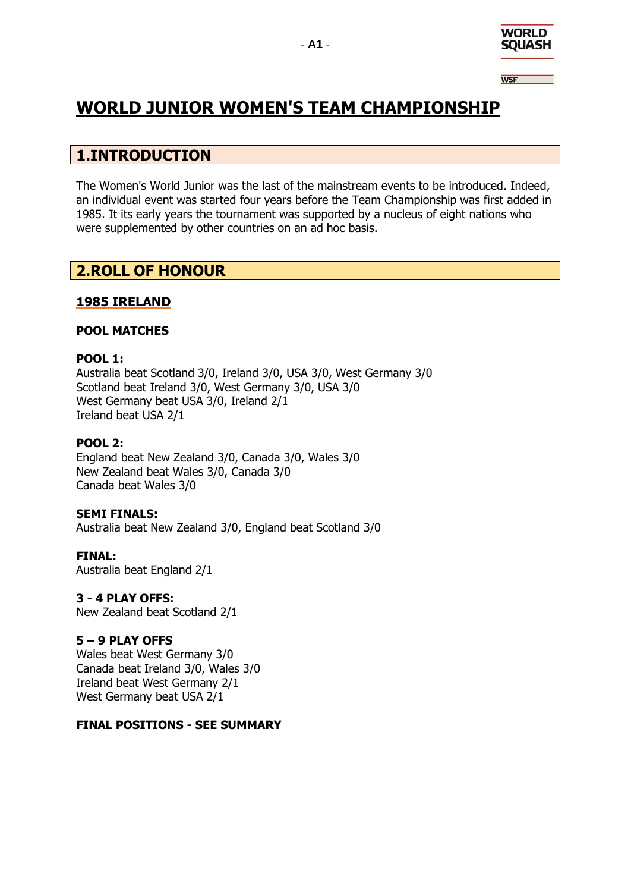# WORLD JUNIOR WOMEN'S TEAM CHAMPIONSHIP

## 1.INTRODUCTION

The Women's World Junior was the last of the mainstream events to be introduced. Indeed, an individual event was started four years before the Team Championship was first added in 1985. It its early years the tournament was supported by a nucleus of eight nations who were supplemented by other countries on an ad hoc basis.

## 2.ROLL OF HONOUR

### 1985 IRELAND

**POOL MATCHES**

**POOL 1:**
Australia beat Scotland 3/0, Ireland 3/0, USA 3/0, West Germany 3/0
Scotland beat Ireland 3/0, West Germany 3/0, USA 3/0
West Germany beat USA 3/0, Ireland 2/1
Ireland beat USA 2/1

**POOL 2:**
England beat New Zealand 3/0, Canada 3/0, Wales 3/0
New Zealand beat Wales 3/0, Canada 3/0
Canada beat Wales 3/0

**SEMI FINALS:**
Australia beat New Zealand 3/0, England beat Scotland 3/0

**FINAL:**
Australia beat England 2/1

**3 - 4 PLAY OFFS:**
New Zealand beat Scotland 2/1

**5 – 9 PLAY OFFS**
Wales beat West Germany 3/0
Canada beat Ireland 3/0, Wales 3/0
Ireland beat West Germany 2/1
West Germany beat USA 2/1

**FINAL POSITIONS - SEE SUMMARY**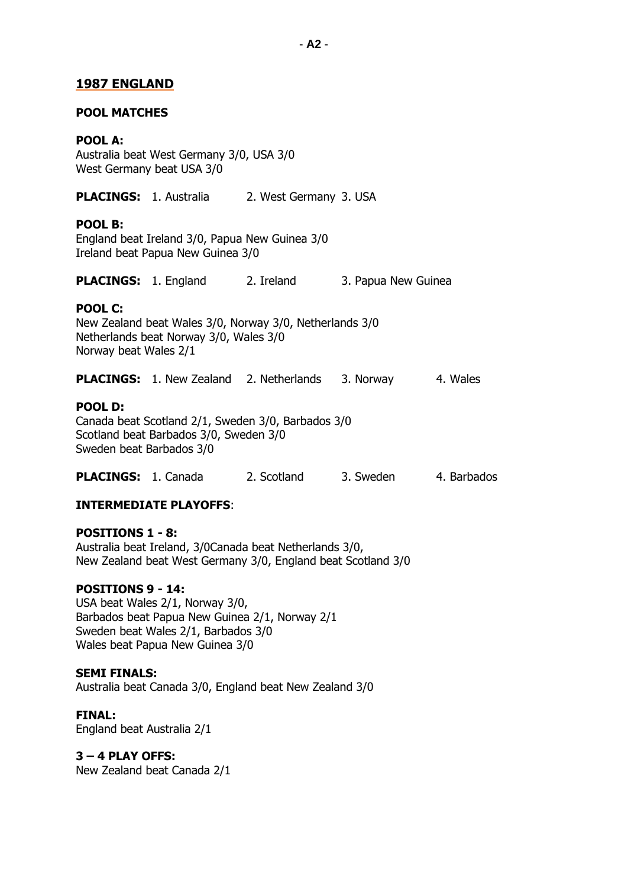## 1987 ENGLAND

### POOL MATCHES

**POOL A:**
Australia beat West Germany 3/0, USA 3/0
West Germany beat USA 3/0

**PLACINGS:** 1. Australia 2. West Germany 3. USA

**POOL B:**
England beat Ireland 3/0, Papua New Guinea 3/0
Ireland beat Papua New Guinea 3/0

**PLACINGS:** 1. England 2. Ireland 3. Papua New Guinea

**POOL C:**
New Zealand beat Wales 3/0, Norway 3/0, Netherlands 3/0
Netherlands beat Norway 3/0, Wales 3/0
Norway beat Wales 2/1

**PLACINGS:** 1. New Zealand 2. Netherlands 3. Norway 4. Wales

**POOL D:**
Canada beat Scotland 2/1, Sweden 3/0, Barbados 3/0
Scotland beat Barbados 3/0, Sweden 3/0
Sweden beat Barbados 3/0

**PLACINGS:** 1. Canada 2. Scotland 3. Sweden 4. Barbados

### INTERMEDIATE PLAYOFFS:

**POSITIONS 1 - 8:**
Australia beat Ireland, 3/0Canada beat Netherlands 3/0,
New Zealand beat West Germany 3/0, England beat Scotland 3/0

**POSITIONS 9 - 14:**
USA beat Wales 2/1, Norway 3/0,
Barbados beat Papua New Guinea 2/1, Norway 2/1
Sweden beat Wales 2/1, Barbados 3/0
Wales beat Papua New Guinea 3/0

**SEMI FINALS:**
Australia beat Canada 3/0, England beat New Zealand 3/0

**FINAL:**
England beat Australia 2/1

**3 – 4 PLAY OFFS:**
New Zealand beat Canada 2/1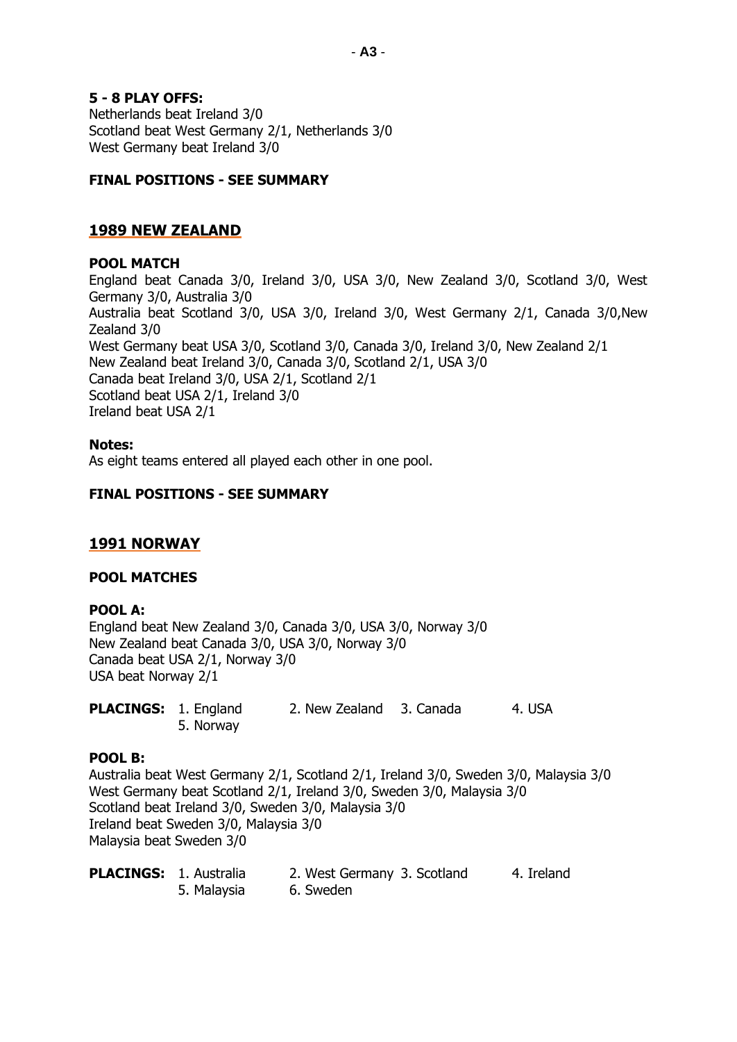**5 - 8 PLAY OFFS:**
Netherlands beat Ireland 3/0
Scotland beat West Germany 2/1, Netherlands 3/0
West Germany beat Ireland 3/0

**FINAL POSITIONS - SEE SUMMARY**

## 1989 NEW ZEALAND

**POOL MATCH**

England beat Canada 3/0, Ireland 3/0, USA 3/0, New Zealand 3/0, Scotland 3/0, West Germany 3/0, Australia 3/0
Australia beat Scotland 3/0, USA 3/0, Ireland 3/0, West Germany 2/1, Canada 3/0,New Zealand 3/0
West Germany beat USA 3/0, Scotland 3/0, Canada 3/0, Ireland 3/0, New Zealand 2/1
New Zealand beat Ireland 3/0, Canada 3/0, Scotland 2/1, USA 3/0
Canada beat Ireland 3/0, USA 2/1, Scotland 2/1
Scotland beat USA 2/1, Ireland 3/0
Ireland beat USA 2/1

**Notes:**
As eight teams entered all played each other in one pool.

**FINAL POSITIONS - SEE SUMMARY**

## 1991 NORWAY

**POOL MATCHES**

**POOL A:**
England beat New Zealand 3/0, Canada 3/0, USA 3/0, Norway 3/0
New Zealand beat Canada 3/0, USA 3/0, Norway 3/0
Canada beat USA 2/1, Norway 3/0
USA beat Norway 2/1

**PLACINGS:** 1. England 2. New Zealand 3. Canada 4. USA 5. Norway

**POOL B:**
Australia beat West Germany 2/1, Scotland 2/1, Ireland 3/0, Sweden 3/0, Malaysia 3/0
West Germany beat Scotland 2/1, Ireland 3/0, Sweden 3/0, Malaysia 3/0
Scotland beat Ireland 3/0, Sweden 3/0, Malaysia 3/0
Ireland beat Sweden 3/0, Malaysia 3/0
Malaysia beat Sweden 3/0

**PLACINGS:** 1. Australia 2. West Germany 3. Scotland 4. Ireland 5. Malaysia 6. Sweden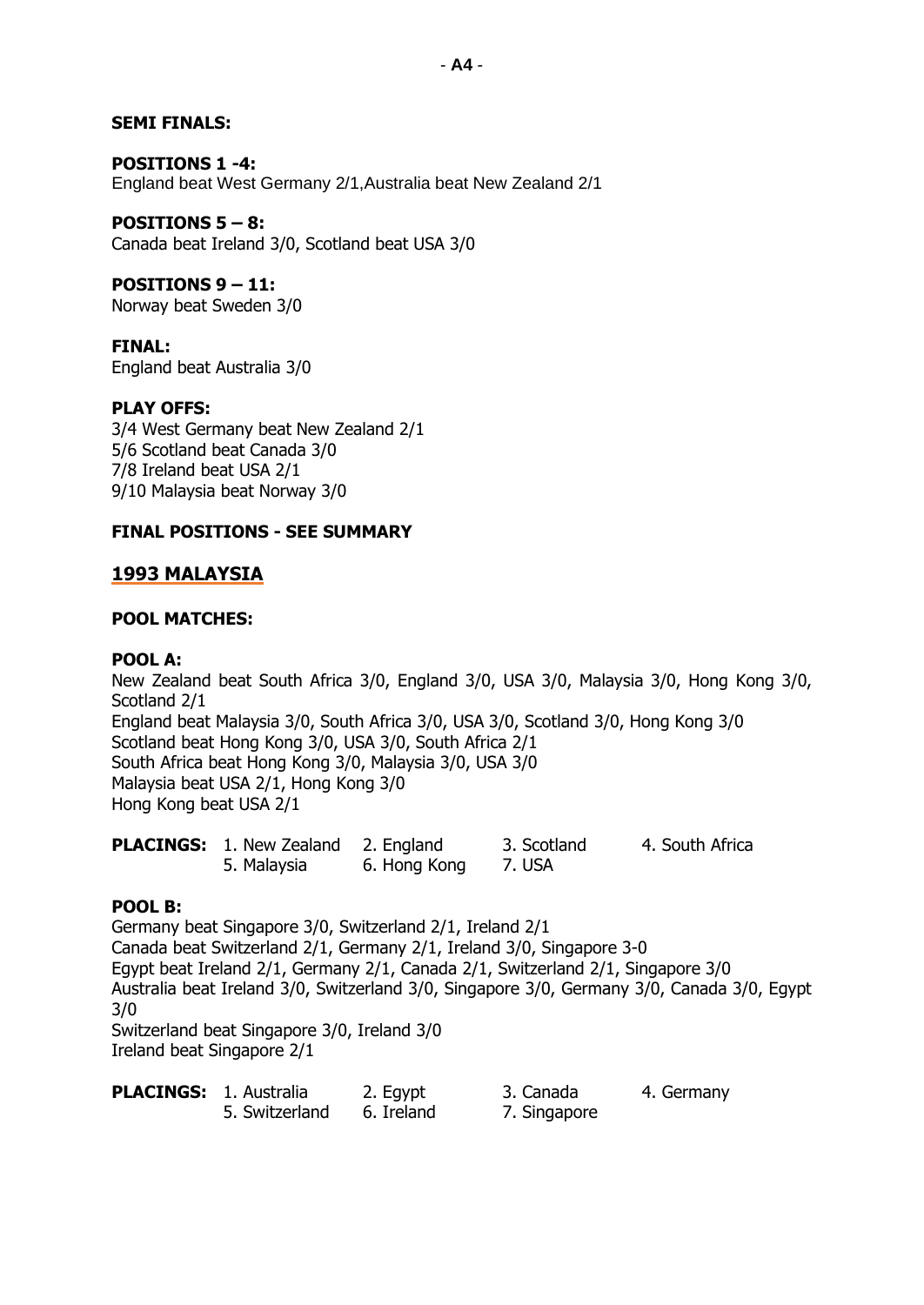**SEMI FINALS:**

**POSITIONS 1 -4:**
England beat West Germany 2/1,Australia beat New Zealand 2/1

**POSITIONS 5 – 8:**
Canada beat Ireland 3/0, Scotland beat USA 3/0

**POSITIONS 9 – 11:**
Norway beat Sweden 3/0

**FINAL:**
England beat Australia 3/0

**PLAY OFFS:**
3/4 West Germany beat New Zealand 2/1
5/6 Scotland beat Canada 3/0
7/8 Ireland beat USA 2/1
9/10 Malaysia beat Norway 3/0

**FINAL POSITIONS - SEE SUMMARY**

## 1993 MALAYSIA

**POOL MATCHES:**

**POOL A:**
New Zealand beat South Africa 3/0, England 3/0, USA 3/0, Malaysia 3/0, Hong Kong 3/0, Scotland 2/1
England beat Malaysia 3/0, South Africa 3/0, USA 3/0, Scotland 3/0, Hong Kong 3/0
Scotland beat Hong Kong 3/0, USA 3/0, South Africa 2/1
South Africa beat Hong Kong 3/0, Malaysia 3/0, USA 3/0
Malaysia beat USA 2/1, Hong Kong 3/0
Hong Kong beat USA 2/1

| **PLACINGS:** | 1. New Zealand | 2. England | 3. Scotland | 4. South Africa |
|---|---|---|---|---|
| | 5. Malaysia | 6. Hong Kong | 7. USA | |

**POOL B:**
Germany beat Singapore 3/0, Switzerland 2/1, Ireland 2/1
Canada beat Switzerland 2/1, Germany 2/1, Ireland 3/0, Singapore 3-0
Egypt beat Ireland 2/1, Germany 2/1, Canada 2/1, Switzerland 2/1, Singapore 3/0
Australia beat Ireland 3/0, Switzerland 3/0, Singapore 3/0, Germany 3/0, Canada 3/0, Egypt 3/0
Switzerland beat Singapore 3/0, Ireland 3/0
Ireland beat Singapore 2/1

| **PLACINGS:** | 1. Australia | 2. Egypt | 3. Canada | 4. Germany |
|---|---|---|---|---|
| | 5. Switzerland | 6. Ireland | 7. Singapore | |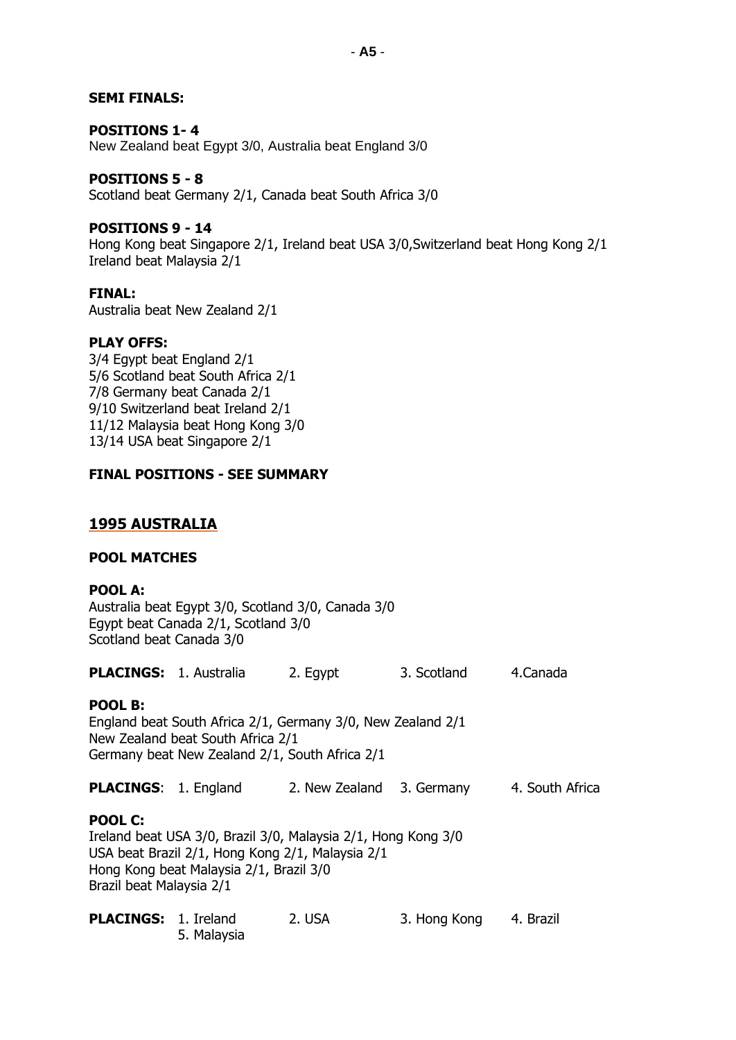**SEMI FINALS:**

**POSITIONS 1- 4**
New Zealand beat Egypt 3/0, Australia beat England 3/0

**POSITIONS 5 - 8**
Scotland beat Germany 2/1, Canada beat South Africa 3/0

**POSITIONS 9 - 14**
Hong Kong beat Singapore 2/1, Ireland beat USA 3/0,Switzerland beat Hong Kong 2/1
Ireland beat Malaysia 2/1

**FINAL:**
Australia beat New Zealand 2/1

**PLAY OFFS:**
3/4 Egypt beat England 2/1
5/6 Scotland beat South Africa 2/1
7/8 Germany beat Canada 2/1
9/10 Switzerland beat Ireland 2/1
11/12 Malaysia beat Hong Kong 3/0
13/14 USA beat Singapore 2/1

**FINAL POSITIONS - SEE SUMMARY**

## 1995 AUSTRALIA

**POOL MATCHES**

**POOL A:**
Australia beat Egypt 3/0, Scotland 3/0, Canada 3/0
Egypt beat Canada 2/1, Scotland 3/0
Scotland beat Canada 3/0

**PLACINGS:** 1. Australia 2. Egypt 3. Scotland 4.Canada

**POOL B:**
England beat South Africa 2/1, Germany 3/0, New Zealand 2/1
New Zealand beat South Africa 2/1
Germany beat New Zealand 2/1, South Africa 2/1

**PLACINGS**: 1. England 2. New Zealand 3. Germany 4. South Africa

**POOL C:**
Ireland beat USA 3/0, Brazil 3/0, Malaysia 2/1, Hong Kong 3/0
USA beat Brazil 2/1, Hong Kong 2/1, Malaysia 2/1
Hong Kong beat Malaysia 2/1, Brazil 3/0
Brazil beat Malaysia 2/1

**PLACINGS:** 1. Ireland 2. USA 3. Hong Kong 4. Brazil 5. Malaysia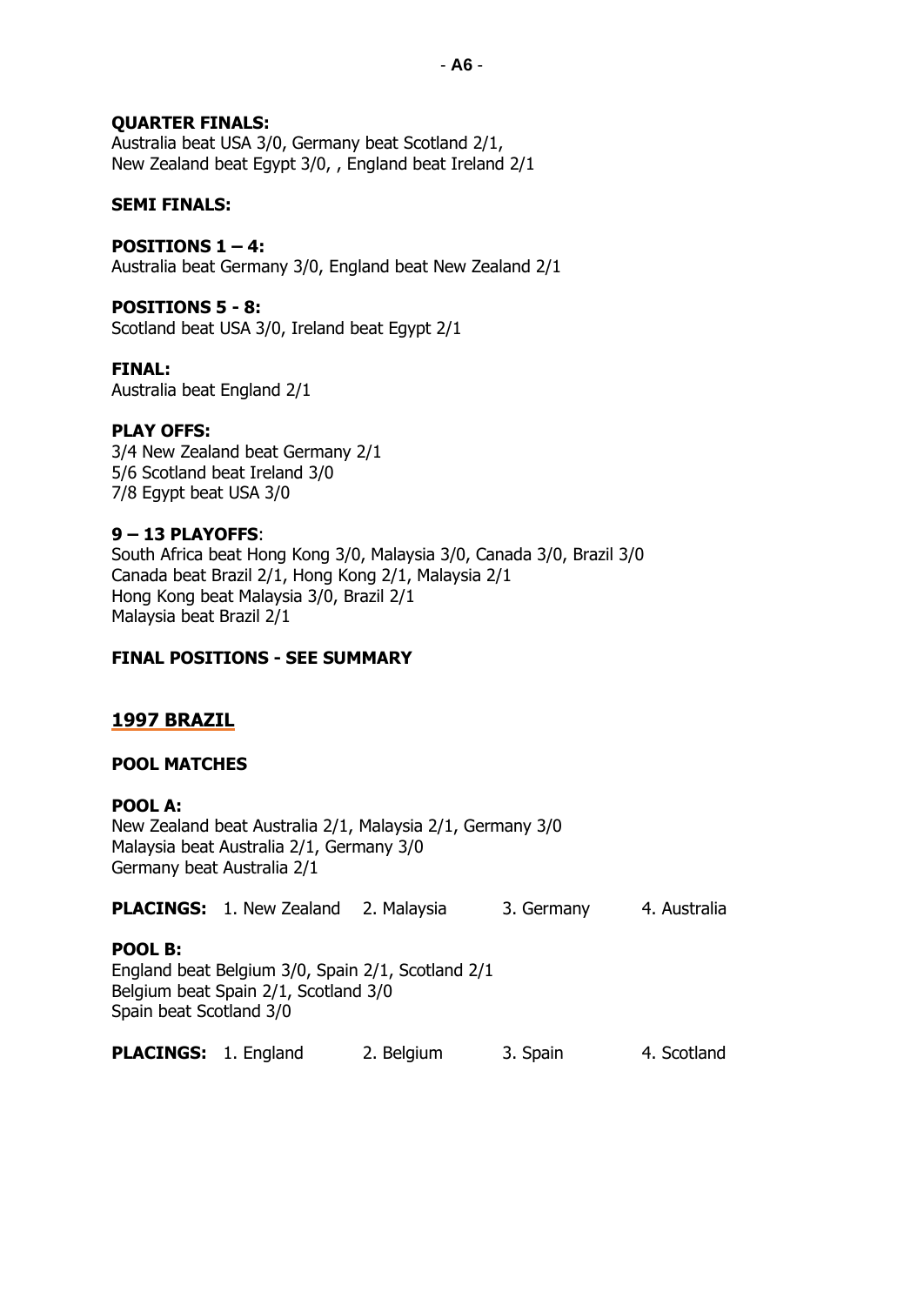**QUARTER FINALS:**
Australia beat USA 3/0, Germany beat Scotland 2/1,
New Zealand beat Egypt 3/0, , England beat Ireland 2/1

**SEMI FINALS:**

**POSITIONS 1 – 4:**
Australia beat Germany 3/0, England beat New Zealand 2/1

**POSITIONS 5 - 8:**
Scotland beat USA 3/0, Ireland beat Egypt 2/1

**FINAL:**
Australia beat England 2/1

**PLAY OFFS:**
3/4 New Zealand beat Germany 2/1
5/6 Scotland beat Ireland 3/0
7/8 Egypt beat USA 3/0

**9 – 13 PLAYOFFS**:
South Africa beat Hong Kong 3/0, Malaysia 3/0, Canada 3/0, Brazil 3/0
Canada beat Brazil 2/1, Hong Kong 2/1, Malaysia 2/1
Hong Kong beat Malaysia 3/0, Brazil 2/1
Malaysia beat Brazil 2/1

**FINAL POSITIONS - SEE SUMMARY**

## 1997 BRAZIL

**POOL MATCHES**

**POOL A:**
New Zealand beat Australia 2/1, Malaysia 2/1, Germany 3/0
Malaysia beat Australia 2/1, Germany 3/0
Germany beat Australia 2/1

**PLACINGS:** 1. New Zealand 2. Malaysia 3. Germany 4. Australia

**POOL B:**
England beat Belgium 3/0, Spain 2/1, Scotland 2/1
Belgium beat Spain 2/1, Scotland 3/0
Spain beat Scotland 3/0

**PLACINGS:** 1. England 2. Belgium 3. Spain 4. Scotland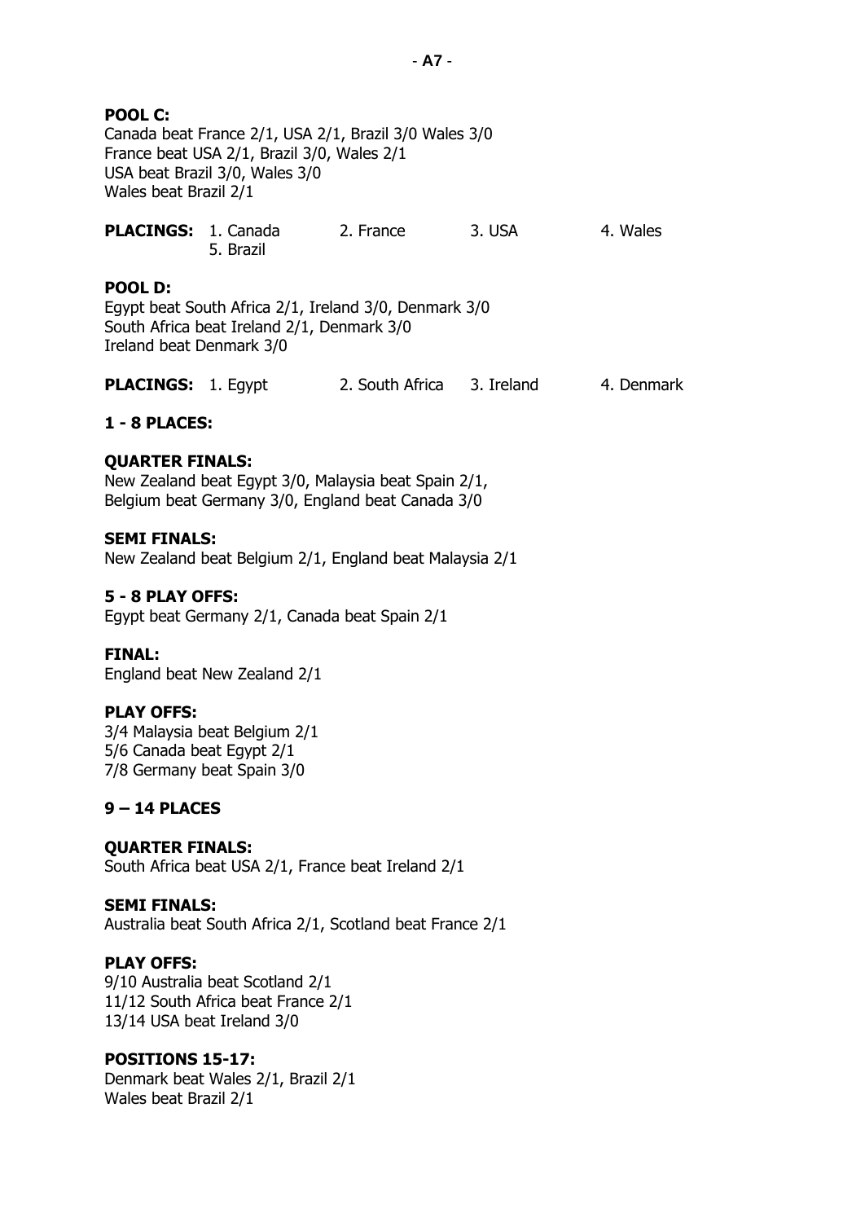**POOL C:**
Canada beat France 2/1, USA 2/1, Brazil 3/0 Wales 3/0
France beat USA 2/1, Brazil 3/0, Wales 2/1
USA beat Brazil 3/0, Wales 3/0
Wales beat Brazil 2/1

**PLACINGS:** 1. Canada 2. France 3. USA 4. Wales 5. Brazil

**POOL D:**
Egypt beat South Africa 2/1, Ireland 3/0, Denmark 3/0
South Africa beat Ireland 2/1, Denmark 3/0
Ireland beat Denmark 3/0

**PLACINGS:** 1. Egypt 2. South Africa 3. Ireland 4. Denmark

**1 - 8 PLACES:**

**QUARTER FINALS:**
New Zealand beat Egypt 3/0, Malaysia beat Spain 2/1,
Belgium beat Germany 3/0, England beat Canada 3/0

**SEMI FINALS:**
New Zealand beat Belgium 2/1, England beat Malaysia 2/1

**5 - 8 PLAY OFFS:**
Egypt beat Germany 2/1, Canada beat Spain 2/1

**FINAL:**
England beat New Zealand 2/1

**PLAY OFFS:**
3/4 Malaysia beat Belgium 2/1
5/6 Canada beat Egypt 2/1
7/8 Germany beat Spain 3/0

**9 – 14 PLACES**

**QUARTER FINALS:**
South Africa beat USA 2/1, France beat Ireland 2/1

**SEMI FINALS:**
Australia beat South Africa 2/1, Scotland beat France 2/1

**PLAY OFFS:**
9/10 Australia beat Scotland 2/1
11/12 South Africa beat France 2/1
13/14 USA beat Ireland 3/0

**POSITIONS 15-17:**
Denmark beat Wales 2/1, Brazil 2/1
Wales beat Brazil 2/1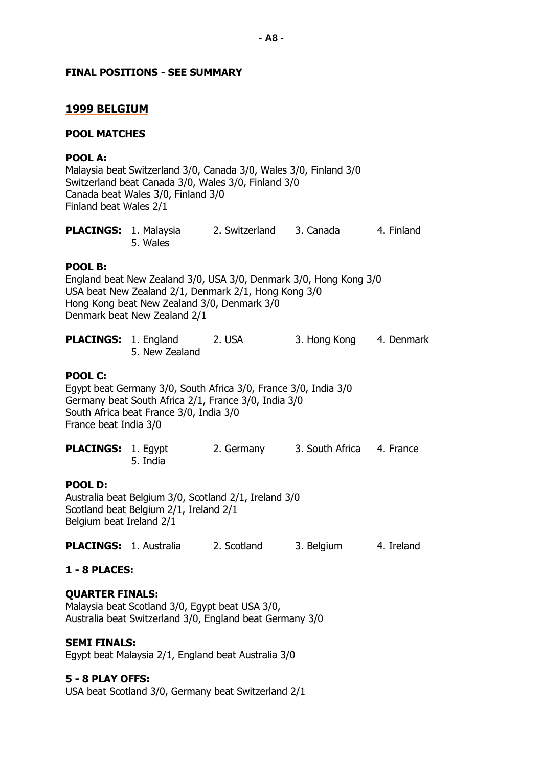**FINAL POSITIONS - SEE SUMMARY**

## 1999 BELGIUM

### POOL MATCHES

**POOL A:**
Malaysia beat Switzerland 3/0, Canada 3/0, Wales 3/0, Finland 3/0
Switzerland beat Canada 3/0, Wales 3/0, Finland 3/0
Canada beat Wales 3/0, Finland 3/0
Finland beat Wales 2/1

**PLACINGS:** 1. Malaysia 2. Switzerland 3. Canada 4. Finland 5. Wales

**POOL B:**
England beat New Zealand 3/0, USA 3/0, Denmark 3/0, Hong Kong 3/0
USA beat New Zealand 2/1, Denmark 2/1, Hong Kong 3/0
Hong Kong beat New Zealand 3/0, Denmark 3/0
Denmark beat New Zealand 2/1

**PLACINGS:** 1. England 2. USA 3. Hong Kong 4. Denmark 5. New Zealand

**POOL C:**
Egypt beat Germany 3/0, South Africa 3/0, France 3/0, India 3/0
Germany beat South Africa 2/1, France 3/0, India 3/0
South Africa beat France 3/0, India 3/0
France beat India 3/0

**PLACINGS:** 1. Egypt 2. Germany 3. South Africa 4. France 5. India

**POOL D:**
Australia beat Belgium 3/0, Scotland 2/1, Ireland 3/0
Scotland beat Belgium 2/1, Ireland 2/1
Belgium beat Ireland 2/1

**PLACINGS:** 1. Australia 2. Scotland 3. Belgium 4. Ireland

### 1 - 8 PLACES:

**QUARTER FINALS:**
Malaysia beat Scotland 3/0, Egypt beat USA 3/0,
Australia beat Switzerland 3/0, England beat Germany 3/0

**SEMI FINALS:**
Egypt beat Malaysia 2/1, England beat Australia 3/0

**5 - 8 PLAY OFFS:**
USA beat Scotland 3/0, Germany beat Switzerland 2/1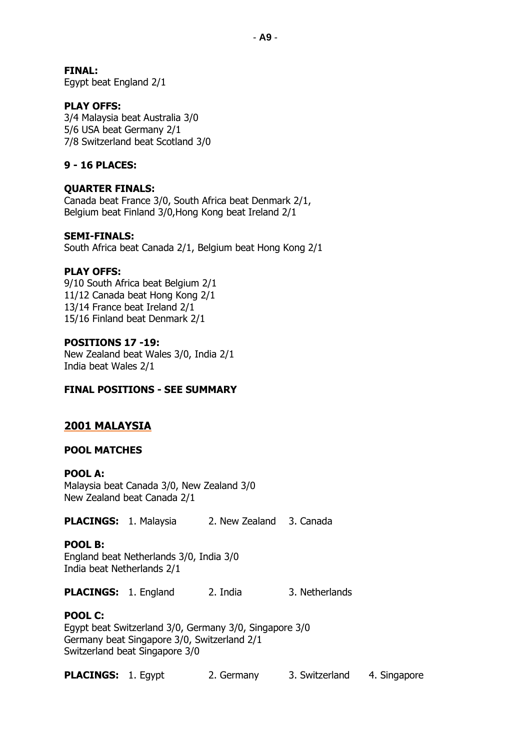**FINAL:**
Egypt beat England 2/1

**PLAY OFFS:**
3/4 Malaysia beat Australia 3/0
5/6 USA beat Germany 2/1
7/8 Switzerland beat Scotland 3/0

**9 - 16 PLACES:**

**QUARTER FINALS:**
Canada beat France 3/0, South Africa beat Denmark 2/1,
Belgium beat Finland 3/0,Hong Kong beat Ireland 2/1

**SEMI-FINALS:**
South Africa beat Canada 2/1, Belgium beat Hong Kong 2/1

**PLAY OFFS:**
9/10 South Africa beat Belgium 2/1
11/12 Canada beat Hong Kong 2/1
13/14 France beat Ireland 2/1
15/16 Finland beat Denmark 2/1

**POSITIONS 17 -19:**
New Zealand beat Wales 3/0, India 2/1
India beat Wales 2/1

**FINAL POSITIONS - SEE SUMMARY**

## 2001 MALAYSIA

**POOL MATCHES**

**POOL A:**
Malaysia beat Canada 3/0, New Zealand 3/0
New Zealand beat Canada 2/1

**PLACINGS:** 1. Malaysia 2. New Zealand 3. Canada

**POOL B:**
England beat Netherlands 3/0, India 3/0
India beat Netherlands 2/1

**PLACINGS:** 1. England 2. India 3. Netherlands

**POOL C:**
Egypt beat Switzerland 3/0, Germany 3/0, Singapore 3/0
Germany beat Singapore 3/0, Switzerland 2/1
Switzerland beat Singapore 3/0

**PLACINGS:** 1. Egypt 2. Germany 3. Switzerland 4. Singapore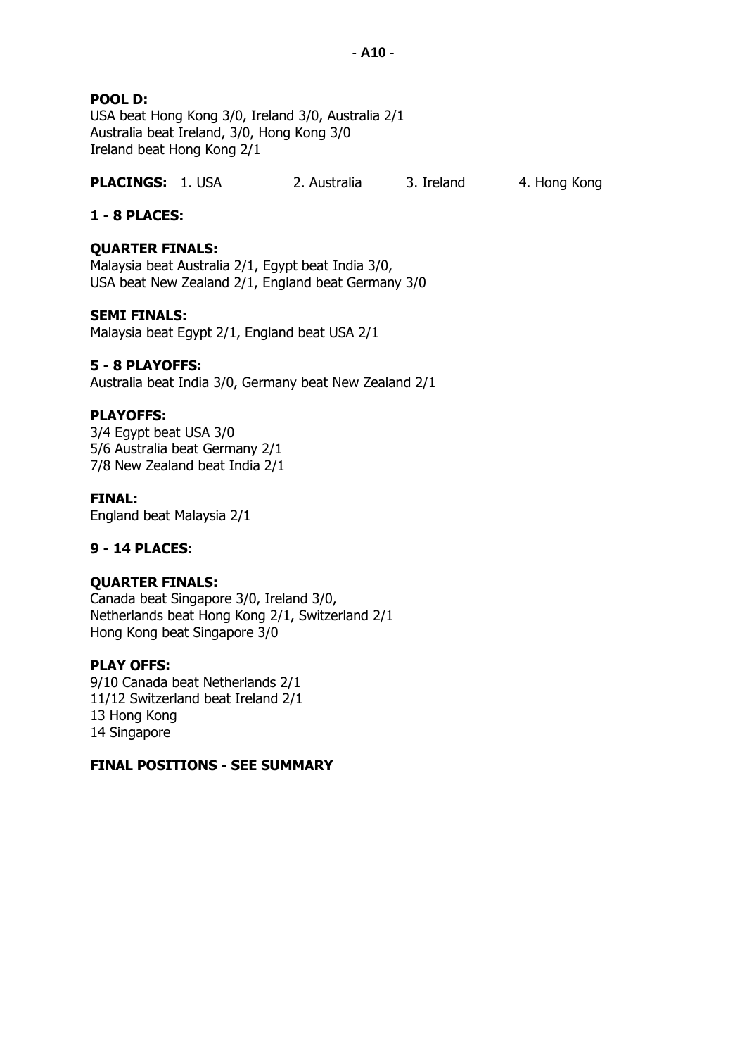**POOL D:**
USA beat Hong Kong 3/0, Ireland 3/0, Australia 2/1
Australia beat Ireland, 3/0, Hong Kong 3/0
Ireland beat Hong Kong 2/1

**PLACINGS:** 1. USA 2. Australia 3. Ireland 4. Hong Kong

**1 - 8 PLACES:**

**QUARTER FINALS:**
Malaysia beat Australia 2/1, Egypt beat India 3/0,
USA beat New Zealand 2/1, England beat Germany 3/0

**SEMI FINALS:**
Malaysia beat Egypt 2/1, England beat USA 2/1

**5 - 8 PLAYOFFS:**
Australia beat India 3/0, Germany beat New Zealand 2/1

**PLAYOFFS:**
3/4 Egypt beat USA 3/0
5/6 Australia beat Germany 2/1
7/8 New Zealand beat India 2/1

**FINAL:**
England beat Malaysia 2/1

**9 - 14 PLACES:**

**QUARTER FINALS:**
Canada beat Singapore 3/0, Ireland 3/0,
Netherlands beat Hong Kong 2/1, Switzerland 2/1
Hong Kong beat Singapore 3/0

**PLAY OFFS:**
9/10 Canada beat Netherlands 2/1
11/12 Switzerland beat Ireland 2/1
13 Hong Kong
14 Singapore

**FINAL POSITIONS - SEE SUMMARY**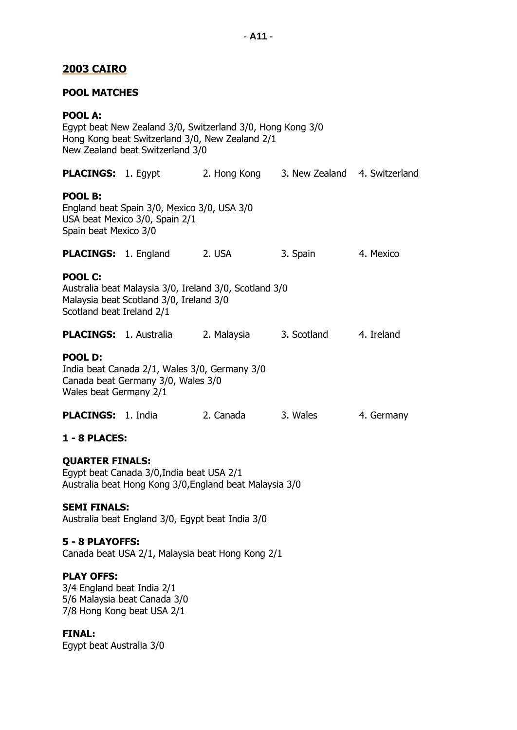## 2003 CAIRO

**POOL MATCHES**

**POOL A:**
Egypt beat New Zealand 3/0, Switzerland 3/0, Hong Kong 3/0
Hong Kong beat Switzerland 3/0, New Zealand 2/1
New Zealand beat Switzerland 3/0

**PLACINGS:** 1. Egypt 2. Hong Kong 3. New Zealand 4. Switzerland

**POOL B:**
England beat Spain 3/0, Mexico 3/0, USA 3/0
USA beat Mexico 3/0, Spain 2/1
Spain beat Mexico 3/0

**PLACINGS:** 1. England 2. USA 3. Spain 4. Mexico

**POOL C:**
Australia beat Malaysia 3/0, Ireland 3/0, Scotland 3/0
Malaysia beat Scotland 3/0, Ireland 3/0
Scotland beat Ireland 2/1

**PLACINGS:** 1. Australia 2. Malaysia 3. Scotland 4. Ireland

**POOL D:**
India beat Canada 2/1, Wales 3/0, Germany 3/0
Canada beat Germany 3/0, Wales 3/0
Wales beat Germany 2/1

**PLACINGS:** 1. India 2. Canada 3. Wales 4. Germany

**1 - 8 PLACES:**

**QUARTER FINALS:**
Egypt beat Canada 3/0,India beat USA 2/1
Australia beat Hong Kong 3/0,England beat Malaysia 3/0

**SEMI FINALS:**
Australia beat England 3/0, Egypt beat India 3/0

**5 - 8 PLAYOFFS:**
Canada beat USA 2/1, Malaysia beat Hong Kong 2/1

**PLAY OFFS:**
3/4 England beat India 2/1
5/6 Malaysia beat Canada 3/0
7/8 Hong Kong beat USA 2/1

**FINAL:**
Egypt beat Australia 3/0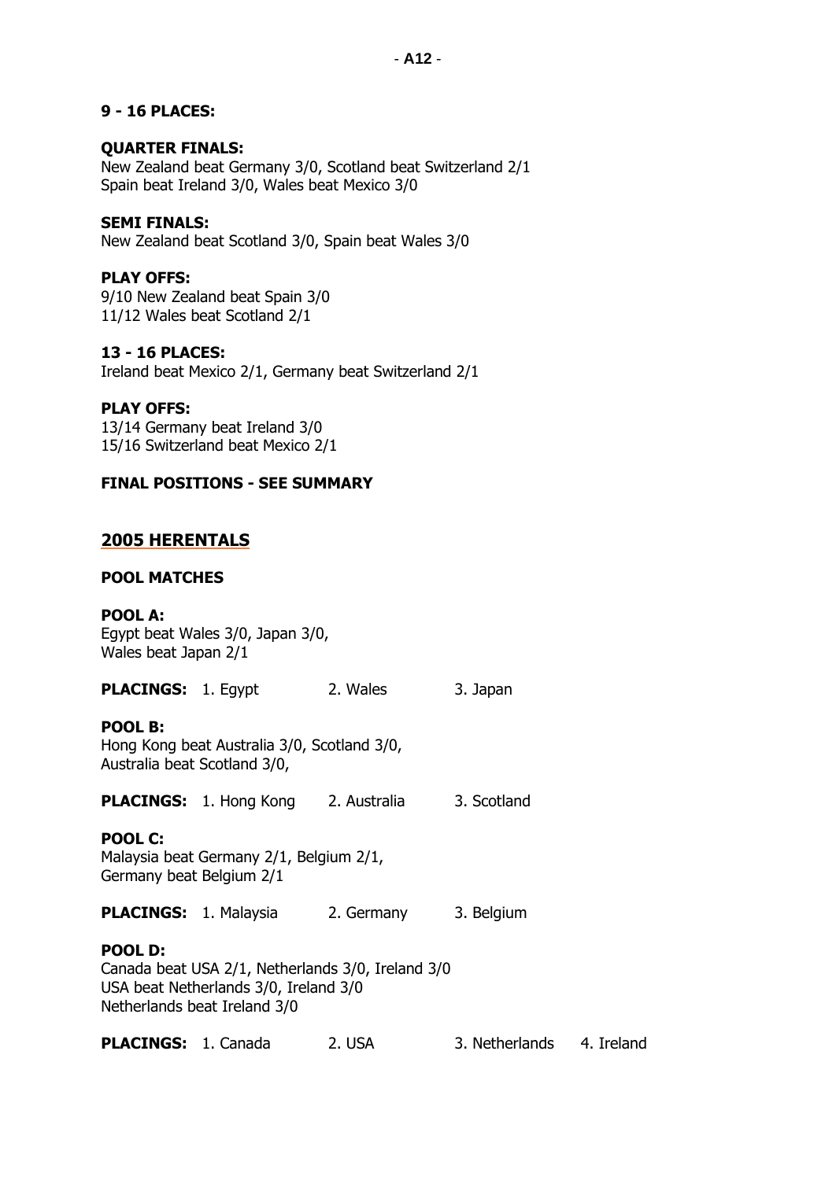**9 - 16 PLACES:**

**QUARTER FINALS:**
New Zealand beat Germany 3/0, Scotland beat Switzerland 2/1
Spain beat Ireland 3/0, Wales beat Mexico 3/0

**SEMI FINALS:**
New Zealand beat Scotland 3/0, Spain beat Wales 3/0

**PLAY OFFS:**
9/10 New Zealand beat Spain 3/0
11/12 Wales beat Scotland 2/1

**13 - 16 PLACES:**
Ireland beat Mexico 2/1, Germany beat Switzerland 2/1

**PLAY OFFS:**
13/14 Germany beat Ireland 3/0
15/16 Switzerland beat Mexico 2/1

**FINAL POSITIONS - SEE SUMMARY**

## 2005 HERENTALS

**POOL MATCHES**

**POOL A:**
Egypt beat Wales 3/0, Japan 3/0,
Wales beat Japan 2/1

**PLACINGS:** 1. Egypt 2. Wales 3. Japan

**POOL B:**
Hong Kong beat Australia 3/0, Scotland 3/0,
Australia beat Scotland 3/0,

**PLACINGS:** 1. Hong Kong 2. Australia 3. Scotland

**POOL C:**
Malaysia beat Germany 2/1, Belgium 2/1,
Germany beat Belgium 2/1

**PLACINGS:** 1. Malaysia 2. Germany 3. Belgium

**POOL D:**
Canada beat USA 2/1, Netherlands 3/0, Ireland 3/0
USA beat Netherlands 3/0, Ireland 3/0
Netherlands beat Ireland 3/0

**PLACINGS:** 1. Canada 2. USA 3. Netherlands 4. Ireland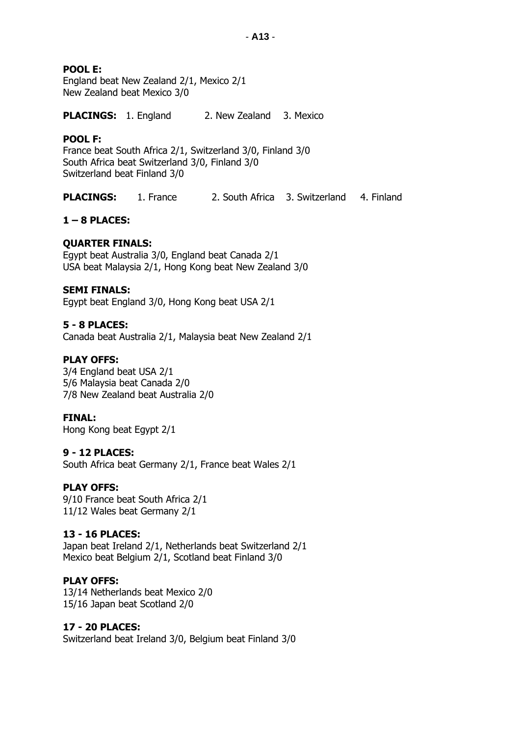**POOL E:**
England beat New Zealand 2/1, Mexico 2/1
New Zealand beat Mexico 3/0

**PLACINGS:** 1. England 2. New Zealand 3. Mexico

**POOL F:**
France beat South Africa 2/1, Switzerland 3/0, Finland 3/0
South Africa beat Switzerland 3/0, Finland 3/0
Switzerland beat Finland 3/0

**PLACINGS:** 1. France 2. South Africa 3. Switzerland 4. Finland

**1 – 8 PLACES:**

**QUARTER FINALS:**
Egypt beat Australia 3/0, England beat Canada 2/1
USA beat Malaysia 2/1, Hong Kong beat New Zealand 3/0

**SEMI FINALS:**
Egypt beat England 3/0, Hong Kong beat USA 2/1

**5 - 8 PLACES:**
Canada beat Australia 2/1, Malaysia beat New Zealand 2/1

**PLAY OFFS:**
3/4 England beat USA 2/1
5/6 Malaysia beat Canada 2/0
7/8 New Zealand beat Australia 2/0

**FINAL:**
Hong Kong beat Egypt 2/1

**9 - 12 PLACES:**
South Africa beat Germany 2/1, France beat Wales 2/1

**PLAY OFFS:**
9/10 France beat South Africa 2/1
11/12 Wales beat Germany 2/1

**13 - 16 PLACES:**
Japan beat Ireland 2/1, Netherlands beat Switzerland 2/1
Mexico beat Belgium 2/1, Scotland beat Finland 3/0

**PLAY OFFS:**
13/14 Netherlands beat Mexico 2/0
15/16 Japan beat Scotland 2/0

**17 - 20 PLACES:**
Switzerland beat Ireland 3/0, Belgium beat Finland 3/0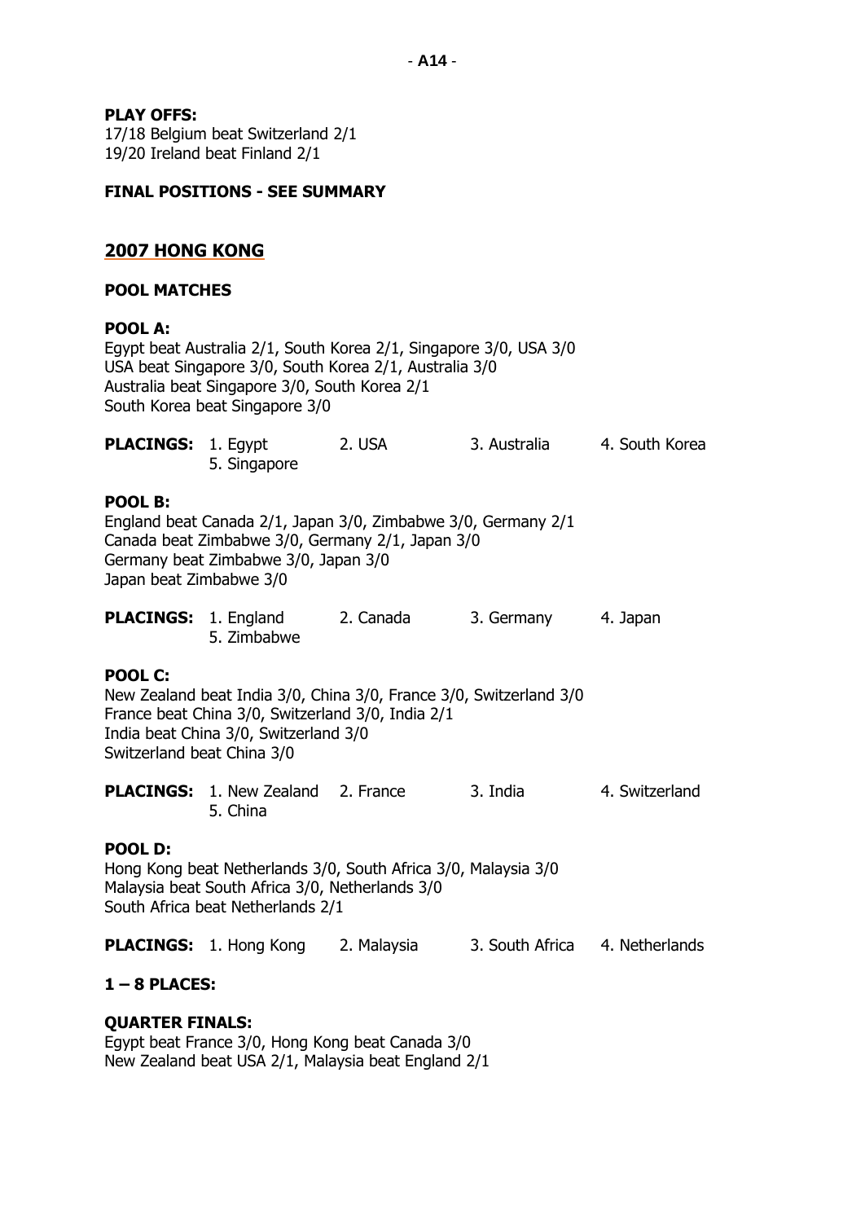**PLAY OFFS:**
17/18 Belgium beat Switzerland 2/1
19/20 Ireland beat Finland 2/1

**FINAL POSITIONS - SEE SUMMARY**

## 2007 HONG KONG

### POOL MATCHES

**POOL A:**
Egypt beat Australia 2/1, South Korea 2/1, Singapore 3/0, USA 3/0
USA beat Singapore 3/0, South Korea 2/1, Australia 3/0
Australia beat Singapore 3/0, South Korea 2/1
South Korea beat Singapore 3/0

**PLACINGS:** 1. Egypt 2. USA 3. Australia 4. South Korea 5. Singapore

**POOL B:**
England beat Canada 2/1, Japan 3/0, Zimbabwe 3/0, Germany 2/1
Canada beat Zimbabwe 3/0, Germany 2/1, Japan 3/0
Germany beat Zimbabwe 3/0, Japan 3/0
Japan beat Zimbabwe 3/0

**PLACINGS:** 1. England 2. Canada 3. Germany 4. Japan 5. Zimbabwe

**POOL C:**
New Zealand beat India 3/0, China 3/0, France 3/0, Switzerland 3/0
France beat China 3/0, Switzerland 3/0, India 2/1
India beat China 3/0, Switzerland 3/0
Switzerland beat China 3/0

**PLACINGS:** 1. New Zealand 2. France 3. India 4. Switzerland 5. China

**POOL D:**
Hong Kong beat Netherlands 3/0, South Africa 3/0, Malaysia 3/0
Malaysia beat South Africa 3/0, Netherlands 3/0
South Africa beat Netherlands 2/1

**PLACINGS:** 1. Hong Kong 2. Malaysia 3. South Africa 4. Netherlands

**1 – 8 PLACES:**

**QUARTER FINALS:**
Egypt beat France 3/0, Hong Kong beat Canada 3/0
New Zealand beat USA 2/1, Malaysia beat England 2/1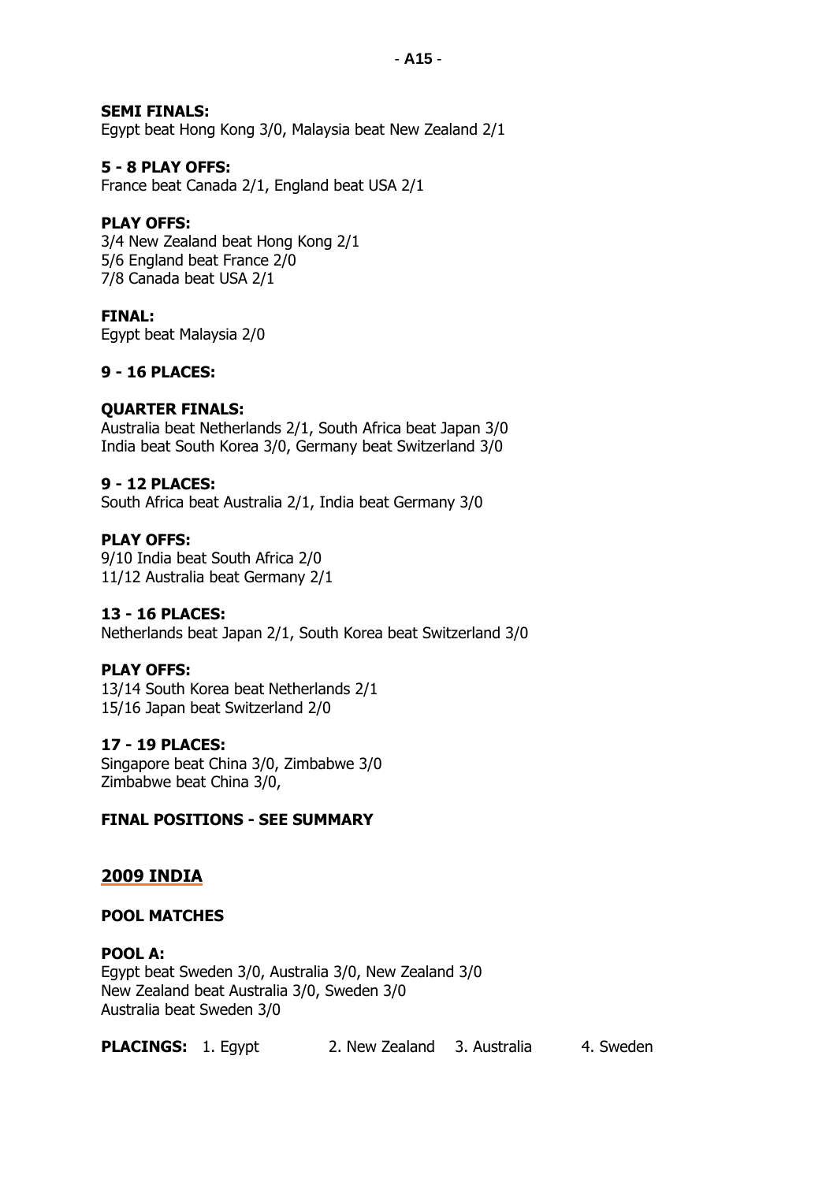**SEMI FINALS:**
Egypt beat Hong Kong 3/0, Malaysia beat New Zealand 2/1

**5 - 8 PLAY OFFS:**
France beat Canada 2/1, England beat USA 2/1

**PLAY OFFS:**
3/4 New Zealand beat Hong Kong 2/1
5/6 England beat France 2/0
7/8 Canada beat USA 2/1

**FINAL:**
Egypt beat Malaysia 2/0

**9 - 16 PLACES:**

**QUARTER FINALS:**
Australia beat Netherlands 2/1, South Africa beat Japan 3/0
India beat South Korea 3/0, Germany beat Switzerland 3/0

**9 - 12 PLACES:**
South Africa beat Australia 2/1, India beat Germany 3/0

**PLAY OFFS:**
9/10 India beat South Africa 2/0
11/12 Australia beat Germany 2/1

**13 - 16 PLACES:**
Netherlands beat Japan 2/1, South Korea beat Switzerland 3/0

**PLAY OFFS:**
13/14 South Korea beat Netherlands 2/1
15/16 Japan beat Switzerland 2/0

**17 - 19 PLACES:**
Singapore beat China 3/0, Zimbabwe 3/0
Zimbabwe beat China 3/0,

**FINAL POSITIONS - SEE SUMMARY**

## 2009 INDIA

**POOL MATCHES**

**POOL A:**
Egypt beat Sweden 3/0, Australia 3/0, New Zealand 3/0
New Zealand beat Australia 3/0, Sweden 3/0
Australia beat Sweden 3/0

**PLACINGS:** 1. Egypt 2. New Zealand 3. Australia 4. Sweden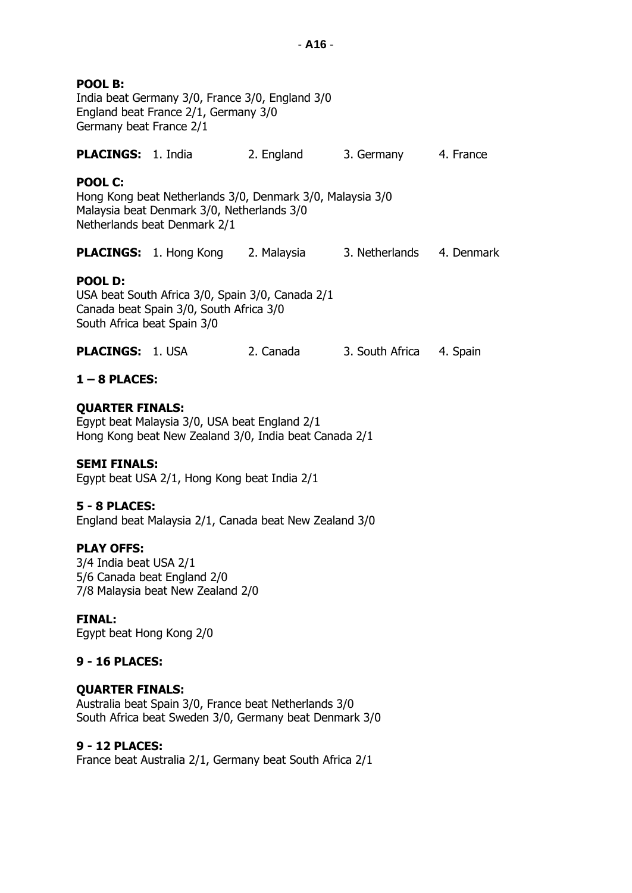**POOL B:**
India beat Germany 3/0, France 3/0, England 3/0
England beat France 2/1, Germany 3/0
Germany beat France 2/1

**PLACINGS:** 1. India 2. England 3. Germany 4. France

**POOL C:**
Hong Kong beat Netherlands 3/0, Denmark 3/0, Malaysia 3/0
Malaysia beat Denmark 3/0, Netherlands 3/0
Netherlands beat Denmark 2/1

**PLACINGS:** 1. Hong Kong 2. Malaysia 3. Netherlands 4. Denmark

**POOL D:**
USA beat South Africa 3/0, Spain 3/0, Canada 2/1
Canada beat Spain 3/0, South Africa 3/0
South Africa beat Spain 3/0

**PLACINGS:** 1. USA 2. Canada 3. South Africa 4. Spain

**1 – 8 PLACES:**

**QUARTER FINALS:**
Egypt beat Malaysia 3/0, USA beat England 2/1
Hong Kong beat New Zealand 3/0, India beat Canada 2/1

**SEMI FINALS:**
Egypt beat USA 2/1, Hong Kong beat India 2/1

**5 - 8 PLACES:**
England beat Malaysia 2/1, Canada beat New Zealand 3/0

**PLAY OFFS:**
3/4 India beat USA 2/1
5/6 Canada beat England 2/0
7/8 Malaysia beat New Zealand 2/0

**FINAL:**
Egypt beat Hong Kong 2/0

**9 - 16 PLACES:**

**QUARTER FINALS:**
Australia beat Spain 3/0, France beat Netherlands 3/0
South Africa beat Sweden 3/0, Germany beat Denmark 3/0

**9 - 12 PLACES:**
France beat Australia 2/1, Germany beat South Africa 2/1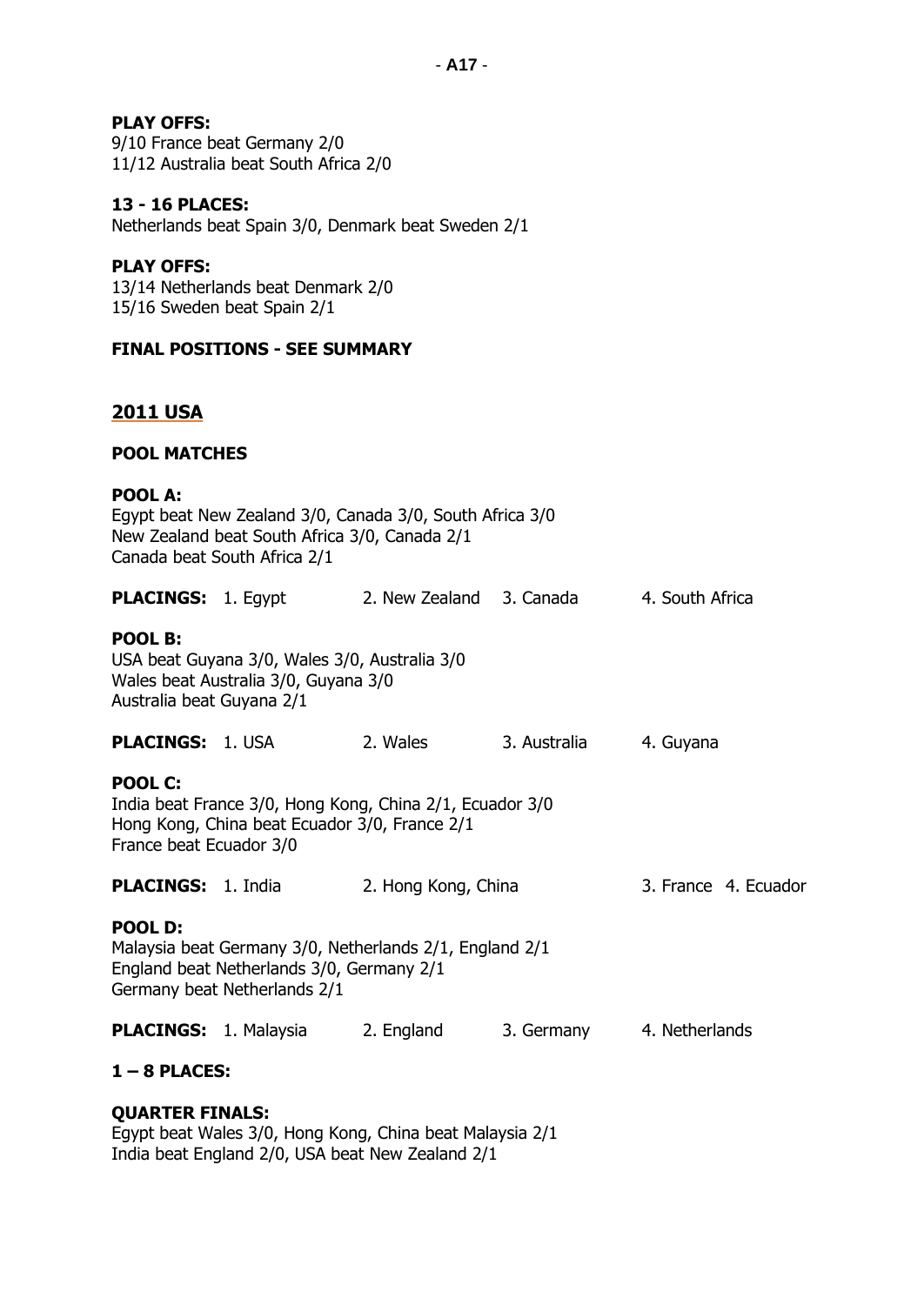**PLAY OFFS:**
9/10 France beat Germany 2/0
11/12 Australia beat South Africa 2/0

**13 - 16 PLACES:**
Netherlands beat Spain 3/0, Denmark beat Sweden 2/1

**PLAY OFFS:**
13/14 Netherlands beat Denmark 2/0
15/16 Sweden beat Spain 2/1

**FINAL POSITIONS - SEE SUMMARY**

## 2011 USA

**POOL MATCHES**

**POOL A:**
Egypt beat New Zealand 3/0, Canada 3/0, South Africa 3/0
New Zealand beat South Africa 3/0, Canada 2/1
Canada beat South Africa 2/1

**PLACINGS:** 1. Egypt 2. New Zealand 3. Canada 4. South Africa

**POOL B:**
USA beat Guyana 3/0, Wales 3/0, Australia 3/0
Wales beat Australia 3/0, Guyana 3/0
Australia beat Guyana 2/1

**PLACINGS:** 1. USA 2. Wales 3. Australia 4. Guyana

**POOL C:**
India beat France 3/0, Hong Kong, China 2/1, Ecuador 3/0
Hong Kong, China beat Ecuador 3/0, France 2/1
France beat Ecuador 3/0

**PLACINGS:** 1. India 2. Hong Kong, China 3. France 4. Ecuador

**POOL D:**
Malaysia beat Germany 3/0, Netherlands 2/1, England 2/1
England beat Netherlands 3/0, Germany 2/1
Germany beat Netherlands 2/1

**PLACINGS:** 1. Malaysia 2. England 3. Germany 4. Netherlands

**1 – 8 PLACES:**

**QUARTER FINALS:**
Egypt beat Wales 3/0, Hong Kong, China beat Malaysia 2/1
India beat England 2/0, USA beat New Zealand 2/1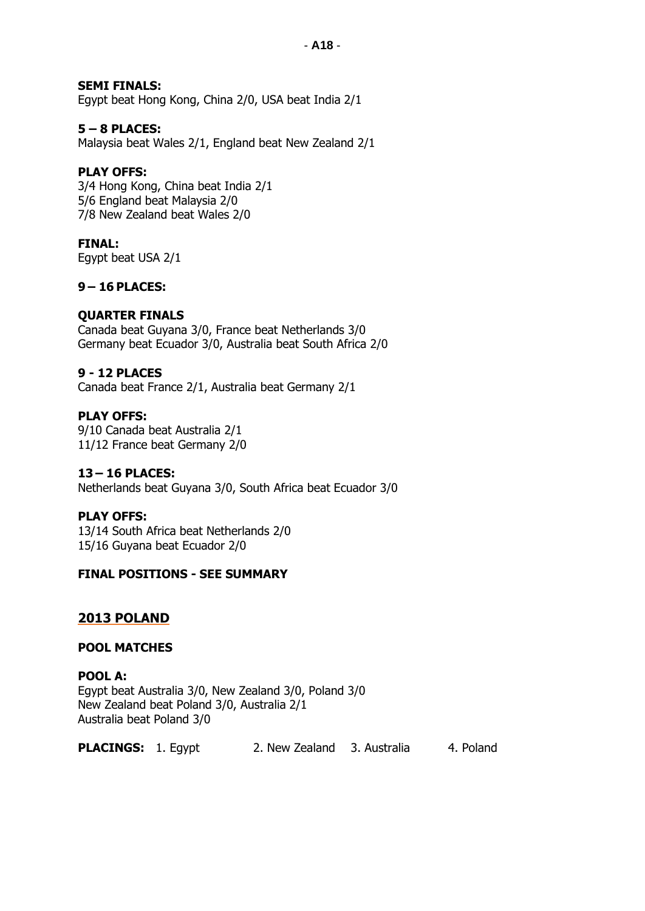**SEMI FINALS:**
Egypt beat Hong Kong, China 2/0, USA beat India 2/1

**5 – 8 PLACES:**
Malaysia beat Wales 2/1, England beat New Zealand 2/1

**PLAY OFFS:**
3/4 Hong Kong, China beat India 2/1
5/6 England beat Malaysia 2/0
7/8 New Zealand beat Wales 2/0

**FINAL:**
Egypt beat USA 2/1

**9 – 16 PLACES:**

**QUARTER FINALS**
Canada beat Guyana 3/0, France beat Netherlands 3/0
Germany beat Ecuador 3/0, Australia beat South Africa 2/0

**9 - 12 PLACES**
Canada beat France 2/1, Australia beat Germany 2/1

**PLAY OFFS:**
9/10 Canada beat Australia 2/1
11/12 France beat Germany 2/0

**13 – 16 PLACES:**
Netherlands beat Guyana 3/0, South Africa beat Ecuador 3/0

**PLAY OFFS:**
13/14 South Africa beat Netherlands 2/0
15/16 Guyana beat Ecuador 2/0

**FINAL POSITIONS - SEE SUMMARY**

## 2013 POLAND

**POOL MATCHES**

**POOL A:**
Egypt beat Australia 3/0, New Zealand 3/0, Poland 3/0
New Zealand beat Poland 3/0, Australia 2/1
Australia beat Poland 3/0

**PLACINGS:** 1. Egypt 2. New Zealand 3. Australia 4. Poland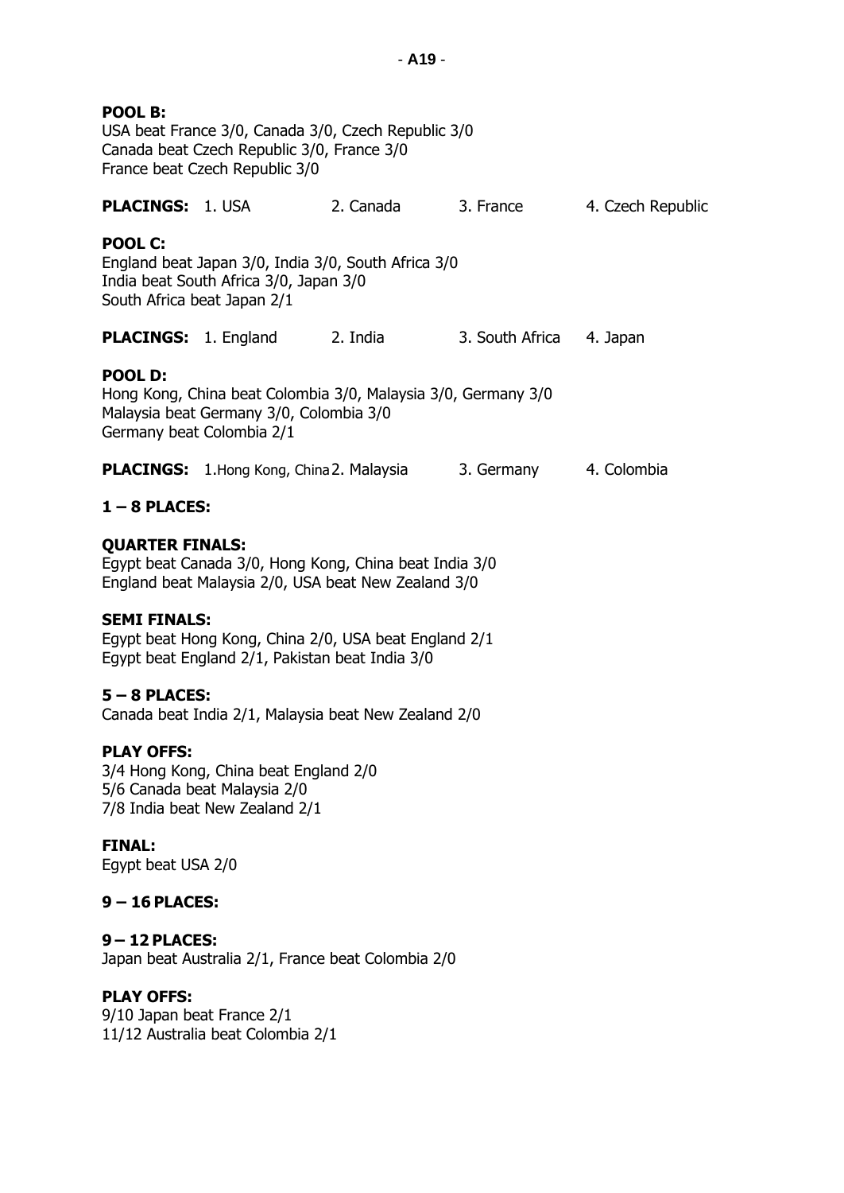**POOL B:**
USA beat France 3/0, Canada 3/0, Czech Republic 3/0
Canada beat Czech Republic 3/0, France 3/0
France beat Czech Republic 3/0

**PLACINGS:** 1. USA 2. Canada 3. France 4. Czech Republic

**POOL C:**
England beat Japan 3/0, India 3/0, South Africa 3/0
India beat South Africa 3/0, Japan 3/0
South Africa beat Japan 2/1

**PLACINGS:** 1. England 2. India 3. South Africa 4. Japan

**POOL D:**
Hong Kong, China beat Colombia 3/0, Malaysia 3/0, Germany 3/0
Malaysia beat Germany 3/0, Colombia 3/0
Germany beat Colombia 2/1

**PLACINGS:** 1. Hong Kong, China 2. Malaysia 3. Germany 4. Colombia

**1 – 8 PLACES:**

**QUARTER FINALS:**
Egypt beat Canada 3/0, Hong Kong, China beat India 3/0
England beat Malaysia 2/0, USA beat New Zealand 3/0

**SEMI FINALS:**
Egypt beat Hong Kong, China 2/0, USA beat England 2/1
Egypt beat England 2/1, Pakistan beat India 3/0

**5 – 8 PLACES:**
Canada beat India 2/1, Malaysia beat New Zealand 2/0

**PLAY OFFS:**
3/4 Hong Kong, China beat England 2/0
5/6 Canada beat Malaysia 2/0
7/8 India beat New Zealand 2/1

**FINAL:**
Egypt beat USA 2/0

**9 – 16 PLACES:**

**9 – 12 PLACES:**
Japan beat Australia 2/1, France beat Colombia 2/0

**PLAY OFFS:**
9/10 Japan beat France 2/1
11/12 Australia beat Colombia 2/1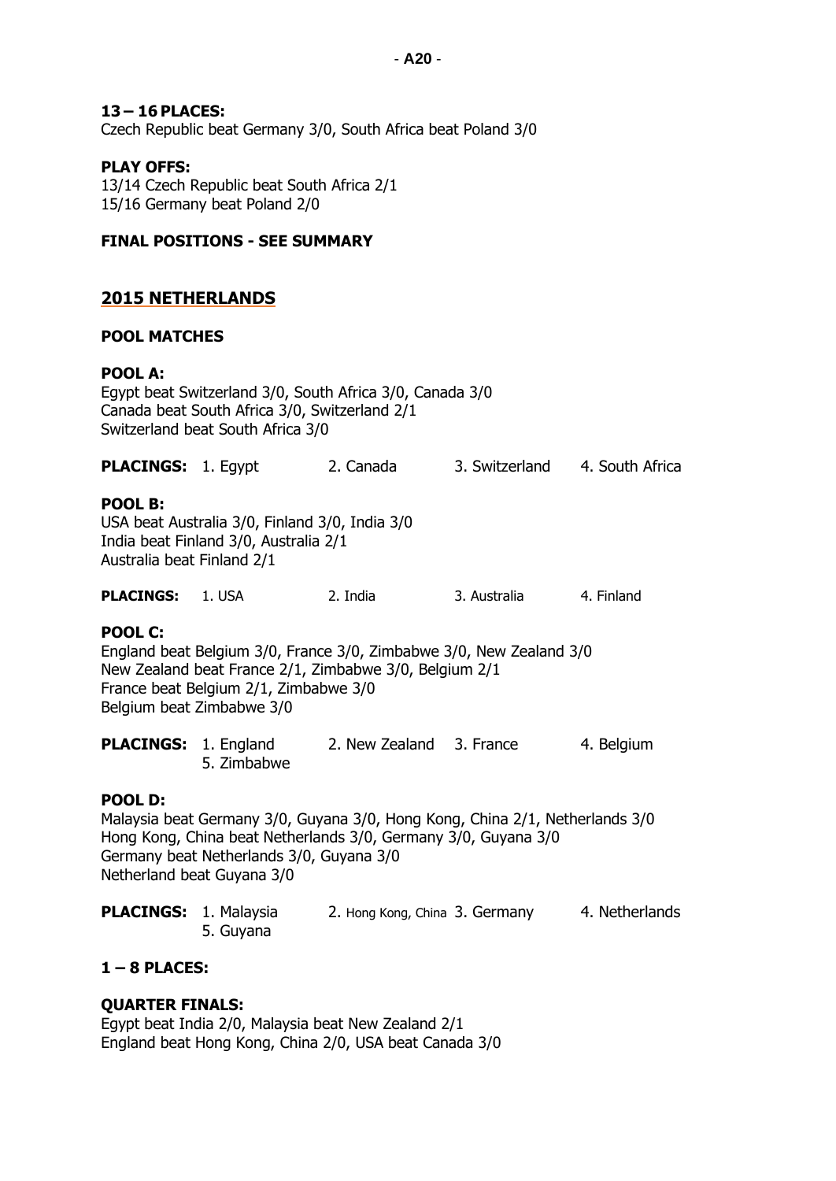**13 – 16 PLACES:**
Czech Republic beat Germany 3/0, South Africa beat Poland 3/0

**PLAY OFFS:**
13/14 Czech Republic beat South Africa 2/1
15/16 Germany beat Poland 2/0

**FINAL POSITIONS - SEE SUMMARY**

## 2015 NETHERLANDS

**POOL MATCHES**

**POOL A:**
Egypt beat Switzerland 3/0, South Africa 3/0, Canada 3/0
Canada beat South Africa 3/0, Switzerland 2/1
Switzerland beat South Africa 3/0

**PLACINGS:** 1. Egypt 2. Canada 3. Switzerland 4. South Africa

**POOL B:**
USA beat Australia 3/0, Finland 3/0, India 3/0
India beat Finland 3/0, Australia 2/1
Australia beat Finland 2/1

**PLACINGS:** 1. USA 2. India 3. Australia 4. Finland

**POOL C:**
England beat Belgium 3/0, France 3/0, Zimbabwe 3/0, New Zealand 3/0
New Zealand beat France 2/1, Zimbabwe 3/0, Belgium 2/1
France beat Belgium 2/1, Zimbabwe 3/0
Belgium beat Zimbabwe 3/0

**PLACINGS:** 1. England 2. New Zealand 3. France 4. Belgium 5. Zimbabwe

**POOL D:**
Malaysia beat Germany 3/0, Guyana 3/0, Hong Kong, China 2/1, Netherlands 3/0
Hong Kong, China beat Netherlands 3/0, Germany 3/0, Guyana 3/0
Germany beat Netherlands 3/0, Guyana 3/0
Netherland beat Guyana 3/0

**PLACINGS:** 1. Malaysia 2. Hong Kong, China 3. Germany 4. Netherlands 5. Guyana

**1 – 8 PLACES:**

**QUARTER FINALS:**
Egypt beat India 2/0, Malaysia beat New Zealand 2/1
England beat Hong Kong, China 2/0, USA beat Canada 3/0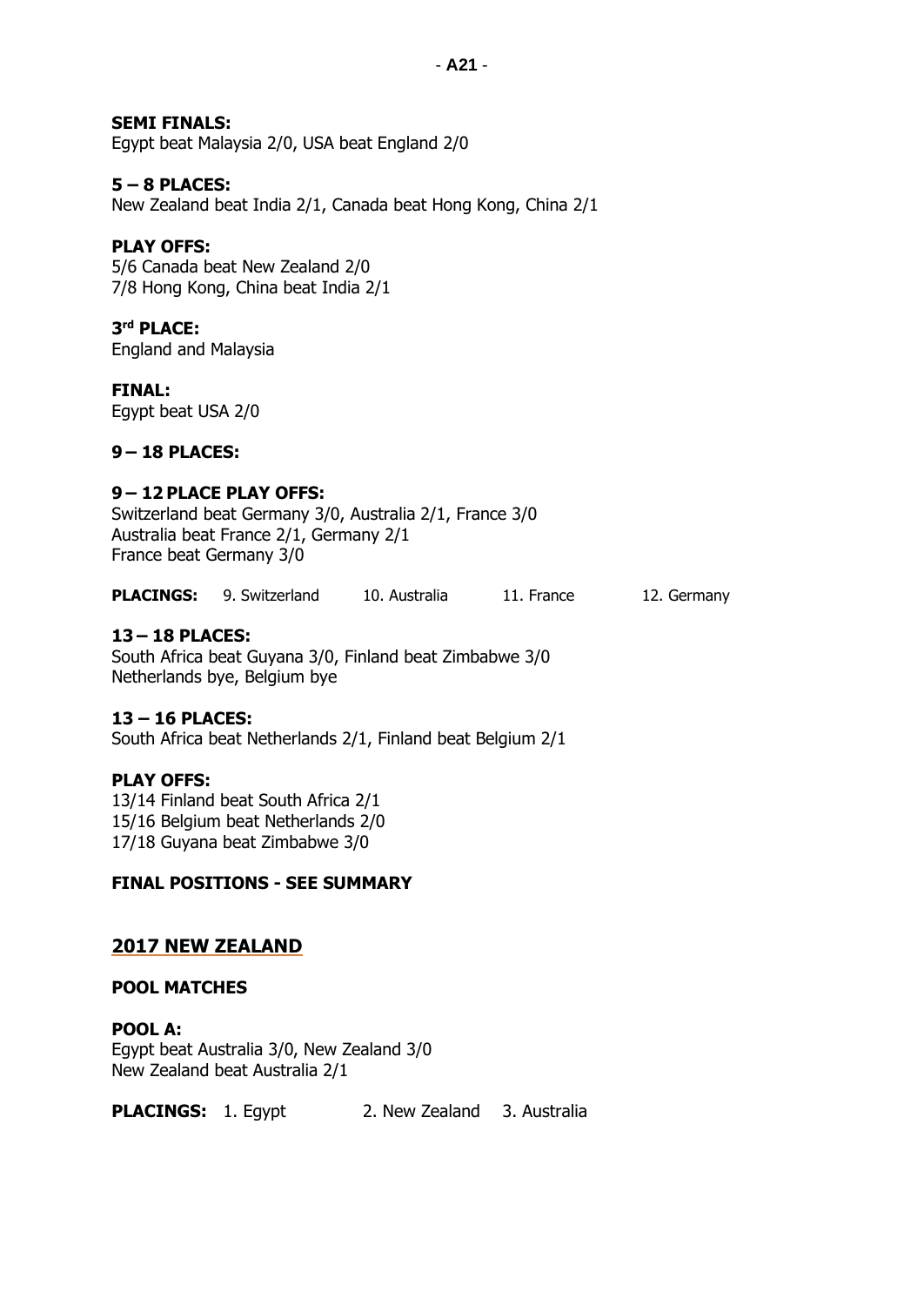**SEMI FINALS:**
Egypt beat Malaysia 2/0, USA beat England 2/0

**5 – 8 PLACES:**
New Zealand beat India 2/1, Canada beat Hong Kong, China 2/1

**PLAY OFFS:**
5/6 Canada beat New Zealand 2/0
7/8 Hong Kong, China beat India 2/1

**3rd PLACE:**
England and Malaysia

**FINAL:**
Egypt beat USA 2/0

**9 – 18 PLACES:**

**9 – 12 PLACE PLAY OFFS:**
Switzerland beat Germany 3/0, Australia 2/1, France 3/0
Australia beat France 2/1, Germany 2/1
France beat Germany 3/0

**PLACINGS:** 9. Switzerland 10. Australia 11. France 12. Germany

**13 – 18 PLACES:**
South Africa beat Guyana 3/0, Finland beat Zimbabwe 3/0
Netherlands bye, Belgium bye

**13 – 16 PLACES:**
South Africa beat Netherlands 2/1, Finland beat Belgium 2/1

**PLAY OFFS:**
13/14 Finland beat South Africa 2/1
15/16 Belgium beat Netherlands 2/0
17/18 Guyana beat Zimbabwe 3/0

**FINAL POSITIONS - SEE SUMMARY**

## 2017 NEW ZEALAND

**POOL MATCHES**

**POOL A:**
Egypt beat Australia 3/0, New Zealand 3/0
New Zealand beat Australia 2/1

**PLACINGS:** 1. Egypt 2. New Zealand 3. Australia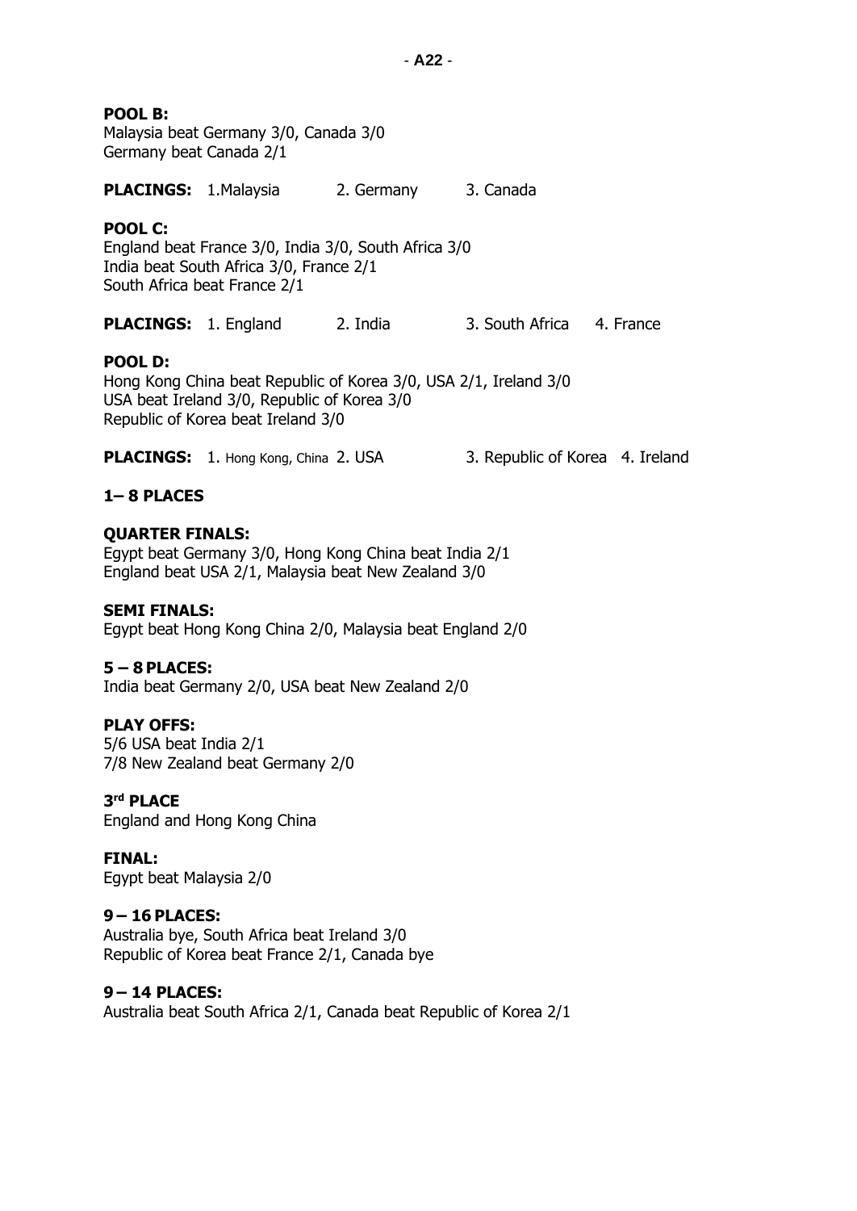**POOL B:**
Malaysia beat Germany 3/0, Canada 3/0
Germany beat Canada 2/1

**PLACINGS:** 1.Malaysia 2. Germany 3. Canada

**POOL C:**
England beat France 3/0, India 3/0, South Africa 3/0
India beat South Africa 3/0, France 2/1
South Africa beat France 2/1

**PLACINGS:** 1. England 2. India 3. South Africa 4. France

**POOL D:**
Hong Kong China beat Republic of Korea 3/0, USA 2/1, Ireland 3/0
USA beat Ireland 3/0, Republic of Korea 3/0
Republic of Korea beat Ireland 3/0

**PLACINGS:** 1. Hong Kong, China 2. USA 3. Republic of Korea 4. Ireland

**1– 8 PLACES**

**QUARTER FINALS:**
Egypt beat Germany 3/0, Hong Kong China beat India 2/1
England beat USA 2/1, Malaysia beat New Zealand 3/0

**SEMI FINALS:**
Egypt beat Hong Kong China 2/0, Malaysia beat England 2/0

**5 – 8 PLACES:**
India beat Germany 2/0, USA beat New Zealand 2/0

**PLAY OFFS:**
5/6 USA beat India 2/1
7/8 New Zealand beat Germany 2/0

**3rd PLACE**
England and Hong Kong China

**FINAL:**
Egypt beat Malaysia 2/0

**9 – 16 PLACES:**
Australia bye, South Africa beat Ireland 3/0
Republic of Korea beat France 2/1, Canada bye

**9 – 14 PLACES:**
Australia beat South Africa 2/1, Canada beat Republic of Korea 2/1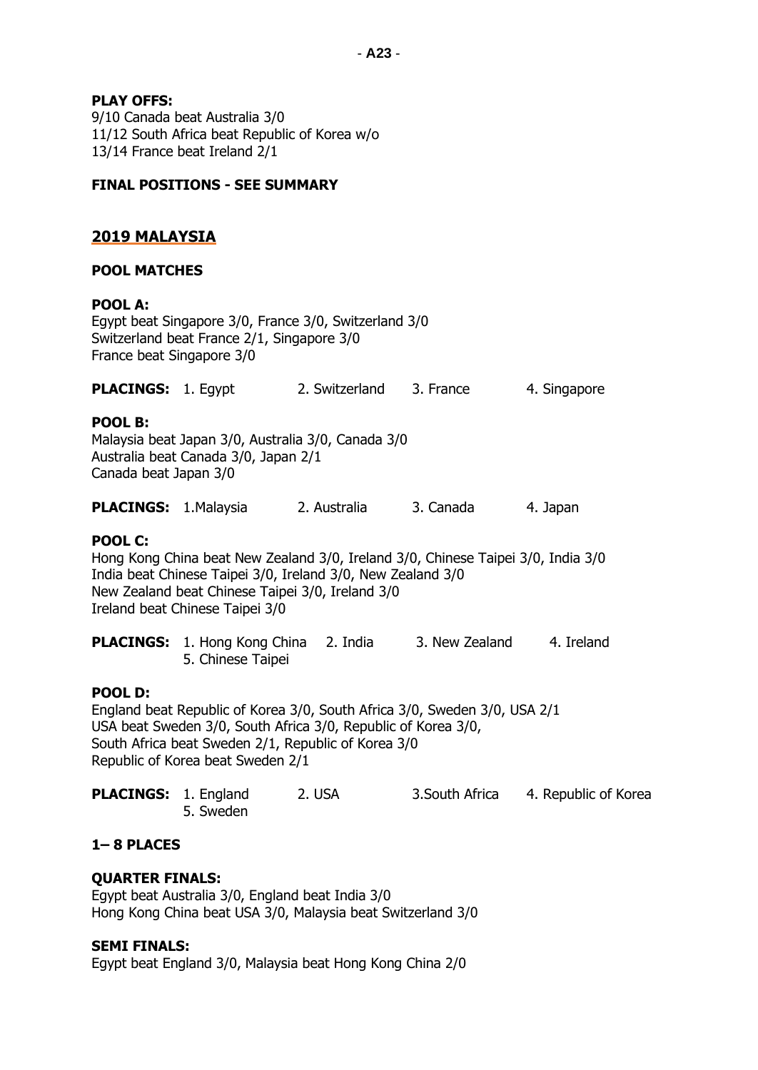**PLAY OFFS:**
9/10 Canada beat Australia 3/0
11/12 South Africa beat Republic of Korea w/o
13/14 France beat Ireland 2/1

**FINAL POSITIONS - SEE SUMMARY**

## 2019 MALAYSIA

**POOL MATCHES**

**POOL A:**
Egypt beat Singapore 3/0, France 3/0, Switzerland 3/0
Switzerland beat France 2/1, Singapore 3/0
France beat Singapore 3/0

**PLACINGS:** 1. Egypt 2. Switzerland 3. France 4. Singapore

**POOL B:**
Malaysia beat Japan 3/0, Australia 3/0, Canada 3/0
Australia beat Canada 3/0, Japan 2/1
Canada beat Japan 3/0

**PLACINGS:** 1.Malaysia 2. Australia 3. Canada 4. Japan

**POOL C:**
Hong Kong China beat New Zealand 3/0, Ireland 3/0, Chinese Taipei 3/0, India 3/0
India beat Chinese Taipei 3/0, Ireland 3/0, New Zealand 3/0
New Zealand beat Chinese Taipei 3/0, Ireland 3/0
Ireland beat Chinese Taipei 3/0

**PLACINGS:** 1. Hong Kong China 2. India 3. New Zealand 4. Ireland 5. Chinese Taipei

**POOL D:**
England beat Republic of Korea 3/0, South Africa 3/0, Sweden 3/0, USA 2/1
USA beat Sweden 3/0, South Africa 3/0, Republic of Korea 3/0,
South Africa beat Sweden 2/1, Republic of Korea 3/0
Republic of Korea beat Sweden 2/1

**PLACINGS:** 1. England 2. USA 3.South Africa 4. Republic of Korea 5. Sweden

**1– 8 PLACES**

**QUARTER FINALS:**
Egypt beat Australia 3/0, England beat India 3/0
Hong Kong China beat USA 3/0, Malaysia beat Switzerland 3/0

**SEMI FINALS:**
Egypt beat England 3/0, Malaysia beat Hong Kong China 2/0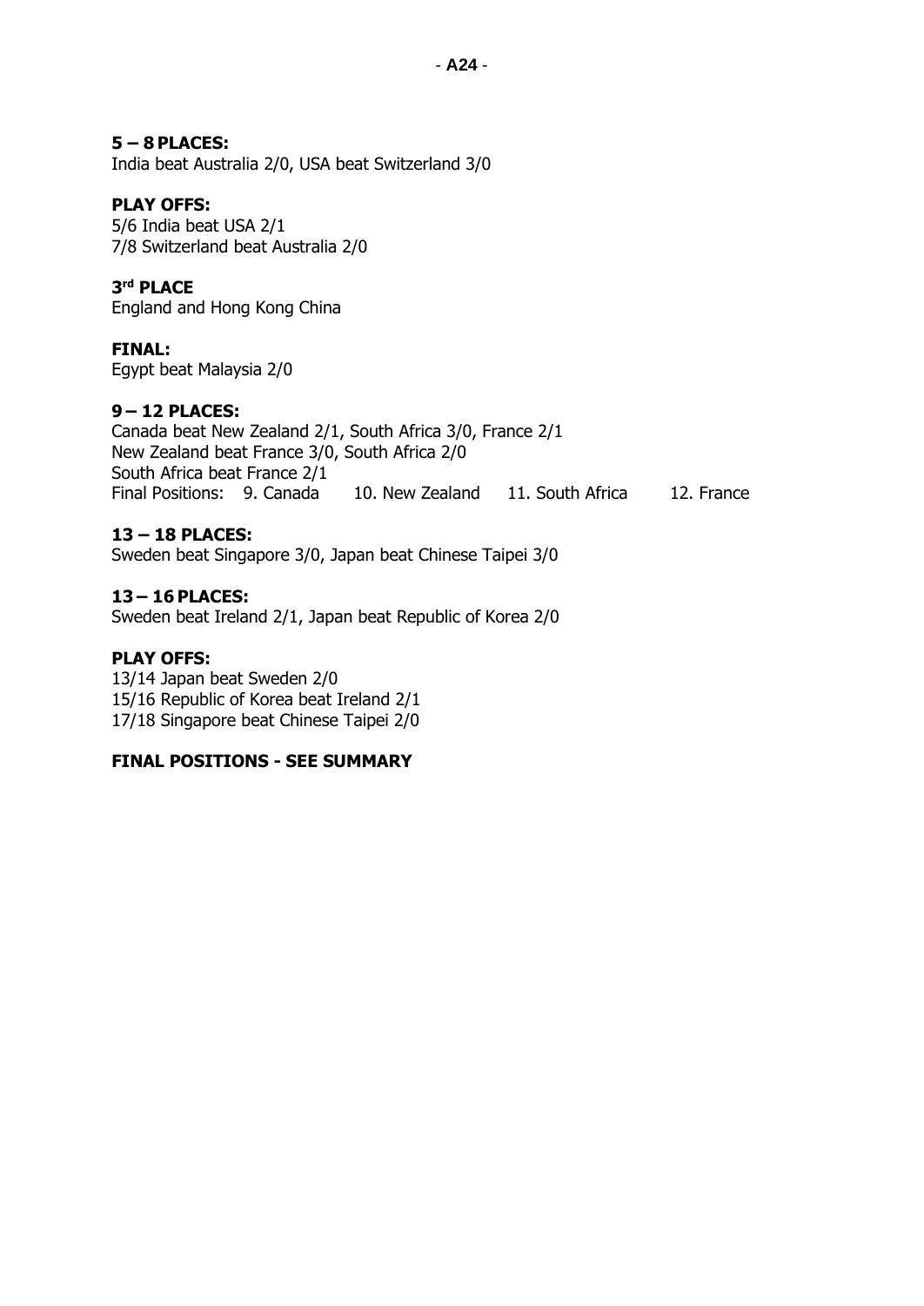**5 – 8 PLACES:**
India beat Australia 2/0, USA beat Switzerland 3/0

**PLAY OFFS:**
5/6 India beat USA 2/1
7/8 Switzerland beat Australia 2/0

**3rd PLACE**
England and Hong Kong China

**FINAL:**
Egypt beat Malaysia 2/0

**9 – 12 PLACES:**
Canada beat New Zealand 2/1, South Africa 3/0, France 2/1
New Zealand beat France 3/0, South Africa 2/0
South Africa beat France 2/1
Final Positions: 9. Canada 10. New Zealand 11. South Africa 12. France

**13 – 18 PLACES:**
Sweden beat Singapore 3/0, Japan beat Chinese Taipei 3/0

**13 – 16 PLACES:**
Sweden beat Ireland 2/1, Japan beat Republic of Korea 2/0

**PLAY OFFS:**
13/14 Japan beat Sweden 2/0
15/16 Republic of Korea beat Ireland 2/1
17/18 Singapore beat Chinese Taipei 2/0

**FINAL POSITIONS - SEE SUMMARY**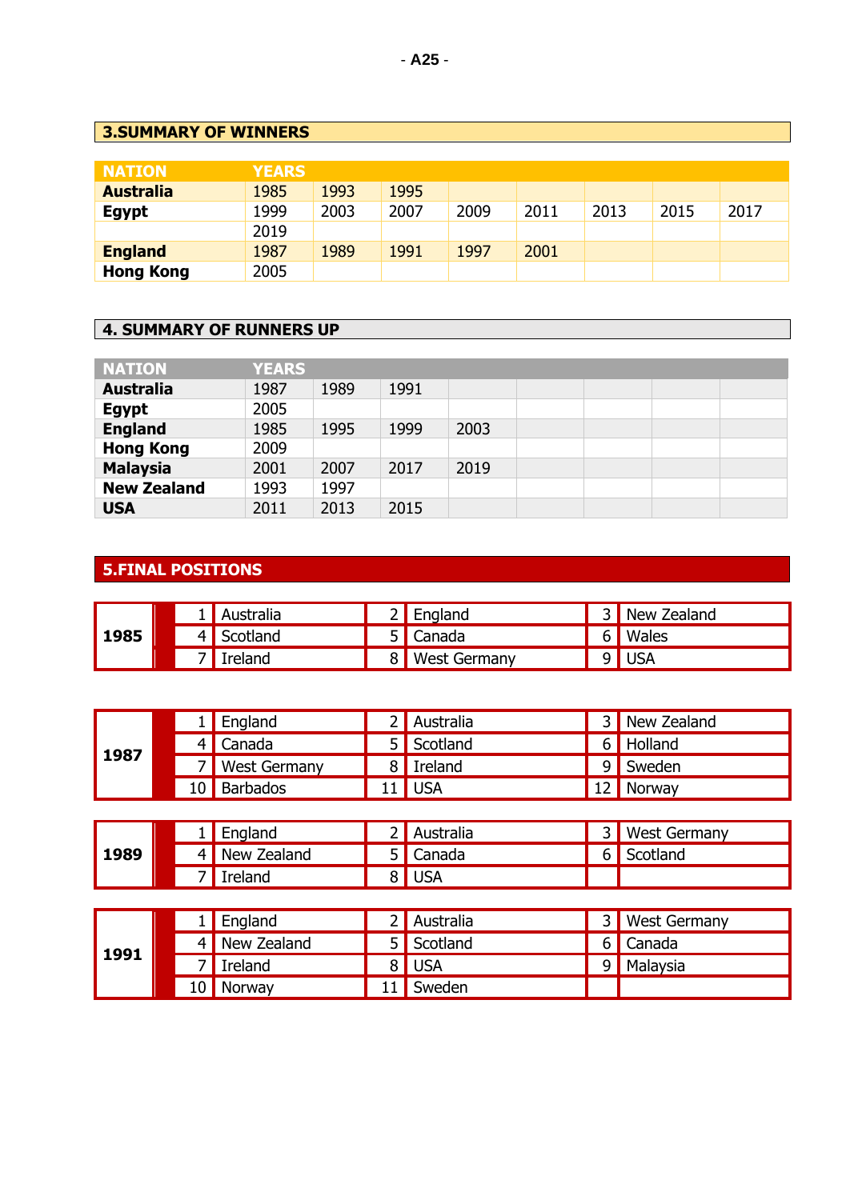## 3.SUMMARY OF WINNERS

| NATION | YEARS | | | | | | | |
|---|---|---|---|---|---|---|---|---|
| **Australia** | 1985 | 1993 | 1995 | | | | | |
| **Egypt** | 1999 | 2003 | 2007 | 2009 | 2011 | 2013 | 2015 | 2017 |
| | 2019 | | | | | | | |
| **England** | 1987 | 1989 | 1991 | 1997 | 2001 | | | |
| **Hong Kong** | 2005 | | | | | | | |

## 4. SUMMARY OF RUNNERS UP

| NATION | YEARS | | | | | | | |
|---|---|---|---|---|---|---|---|---|
| **Australia** | 1987 | 1989 | 1991 | | | | | |
| **Egypt** | 2005 | | | | | | | |
| **England** | 1985 | 1995 | 1999 | 2003 | | | | |
| **Hong Kong** | 2009 | | | | | | | |
| **Malaysia** | 2001 | 2007 | 2017 | 2019 | | | | |
| **New Zealand** | 1993 | 1997 | | | | | | |
| **USA** | 2011 | 2013 | 2015 | | | | | |

## 5.FINAL POSITIONS

| Year | | | | | | |
|---|---|---|---|---|---|---|
| **1985** | 1 | Australia | 2 | England | 3 | New Zealand |
| | 4 | Scotland | 5 | Canada | 6 | Wales |
| | 7 | Ireland | 8 | West Germany | 9 | USA |

| Year | | | | | | |
|---|---|---|---|---|---|---|
| **1987** | 1 | England | 2 | Australia | 3 | New Zealand |
| | 4 | Canada | 5 | Scotland | 6 | Holland |
| | 7 | West Germany | 8 | Ireland | 9 | Sweden |
| | 10 | Barbados | 11 | USA | 12 | Norway |

| Year | | | | | | |
|---|---|---|---|---|---|---|
| **1989** | 1 | England | 2 | Australia | 3 | West Germany |
| | 4 | New Zealand | 5 | Canada | 6 | Scotland |
| | 7 | Ireland | 8 | USA | | |

| Year | | | | | | |
|---|---|---|---|---|---|---|
| **1991** | 1 | England | 2 | Australia | 3 | West Germany |
| | 4 | New Zealand | 5 | Scotland | 6 | Canada |
| | 7 | Ireland | 8 | USA | 9 | Malaysia |
| | 10 | Norway | 11 | Sweden | | |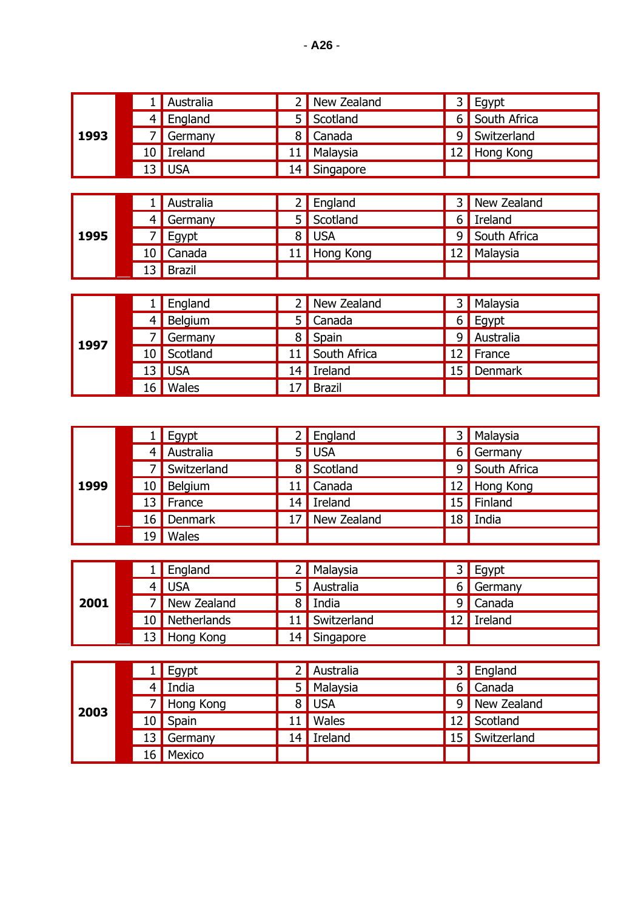| 1993 | | | | | | |
|---|---|---|---|---|---|---|
| | 1 | Australia | 2 | New Zealand | 3 | Egypt |
| | 4 | England | 5 | Scotland | 6 | South Africa |
| | 7 | Germany | 8 | Canada | 9 | Switzerland |
| | 10 | Ireland | 11 | Malaysia | 12 | Hong Kong |
| | 13 | USA | 14 | Singapore | | |

| 1995 | | | | | | |
|---|---|---|---|---|---|---|
| | 1 | Australia | 2 | England | 3 | New Zealand |
| | 4 | Germany | 5 | Scotland | 6 | Ireland |
| | 7 | Egypt | 8 | USA | 9 | South Africa |
| | 10 | Canada | 11 | Hong Kong | 12 | Malaysia |
| | 13 | Brazil | | | | |

| 1997 | | | | | | |
|---|---|---|---|---|---|---|
| | 1 | England | 2 | New Zealand | 3 | Malaysia |
| | 4 | Belgium | 5 | Canada | 6 | Egypt |
| | 7 | Germany | 8 | Spain | 9 | Australia |
| | 10 | Scotland | 11 | South Africa | 12 | France |
| | 13 | USA | 14 | Ireland | 15 | Denmark |
| | 16 | Wales | 17 | Brazil | | |

| 1999 | | | | | | |
|---|---|---|---|---|---|---|
| | 1 | Egypt | 2 | England | 3 | Malaysia |
| | 4 | Australia | 5 | USA | 6 | Germany |
| | 7 | Switzerland | 8 | Scotland | 9 | South Africa |
| | 10 | Belgium | 11 | Canada | 12 | Hong Kong |
| | 13 | France | 14 | Ireland | 15 | Finland |
| | 16 | Denmark | 17 | New Zealand | 18 | India |
| | 19 | Wales | | | | |

| 2001 | | | | | | |
|---|---|---|---|---|---|---|
| | 1 | England | 2 | Malaysia | 3 | Egypt |
| | 4 | USA | 5 | Australia | 6 | Germany |
| | 7 | New Zealand | 8 | India | 9 | Canada |
| | 10 | Netherlands | 11 | Switzerland | 12 | Ireland |
| | 13 | Hong Kong | 14 | Singapore | | |

| 2003 | | | | | | |
|---|---|---|---|---|---|---|
| | 1 | Egypt | 2 | Australia | 3 | England |
| | 4 | India | 5 | Malaysia | 6 | Canada |
| | 7 | Hong Kong | 8 | USA | 9 | New Zealand |
| | 10 | Spain | 11 | Wales | 12 | Scotland |
| | 13 | Germany | 14 | Ireland | 15 | Switzerland |
| | 16 | Mexico | | | | |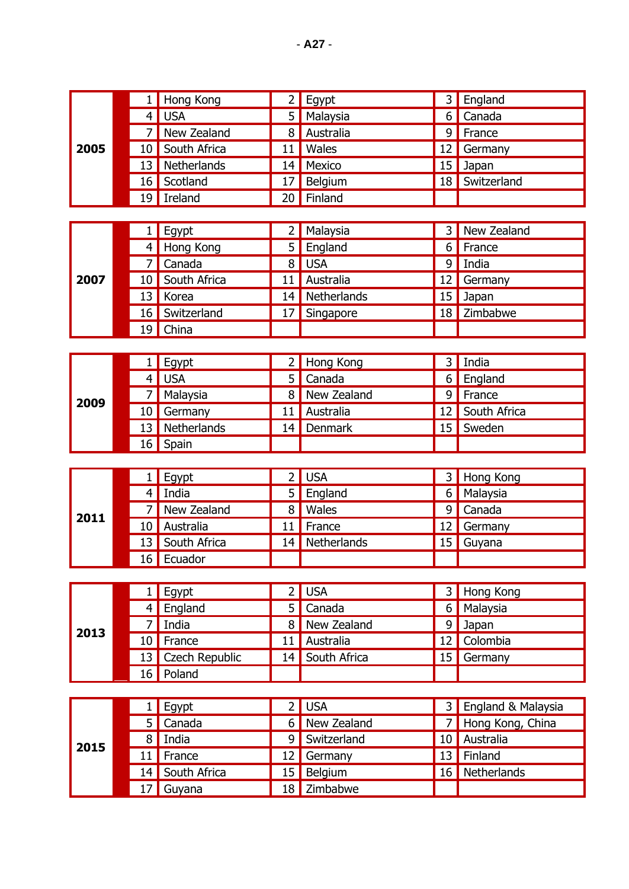| Year | | | | | | |
|---|---|---|---|---|---|---|
| **2005** | 1 | Hong Kong | 2 | Egypt | 3 | England |
| | 4 | USA | 5 | Malaysia | 6 | Canada |
| | 7 | New Zealand | 8 | Australia | 9 | France |
| | 10 | South Africa | 11 | Wales | 12 | Germany |
| | 13 | Netherlands | 14 | Mexico | 15 | Japan |
| | 16 | Scotland | 17 | Belgium | 18 | Switzerland |
| | 19 | Ireland | 20 | Finland | | |

| Year | | | | | | |
|---|---|---|---|---|---|---|
| **2007** | 1 | Egypt | 2 | Malaysia | 3 | New Zealand |
| | 4 | Hong Kong | 5 | England | 6 | France |
| | 7 | Canada | 8 | USA | 9 | India |
| | 10 | South Africa | 11 | Australia | 12 | Germany |
| | 13 | Korea | 14 | Netherlands | 15 | Japan |
| | 16 | Switzerland | 17 | Singapore | 18 | Zimbabwe |
| | 19 | China | | | | |

| Year | | | | | | |
|---|---|---|---|---|---|---|
| **2009** | 1 | Egypt | 2 | Hong Kong | 3 | India |
| | 4 | USA | 5 | Canada | 6 | England |
| | 7 | Malaysia | 8 | New Zealand | 9 | France |
| | 10 | Germany | 11 | Australia | 12 | South Africa |
| | 13 | Netherlands | 14 | Denmark | 15 | Sweden |
| | 16 | Spain | | | | |

| Year | | | | | | |
|---|---|---|---|---|---|---|
| **2011** | 1 | Egypt | 2 | USA | 3 | Hong Kong |
| | 4 | India | 5 | England | 6 | Malaysia |
| | 7 | New Zealand | 8 | Wales | 9 | Canada |
| | 10 | Australia | 11 | France | 12 | Germany |
| | 13 | South Africa | 14 | Netherlands | 15 | Guyana |
| | 16 | Ecuador | | | | |

| Year | | | | | | |
|---|---|---|---|---|---|---|
| **2013** | 1 | Egypt | 2 | USA | 3 | Hong Kong |
| | 4 | England | 5 | Canada | 6 | Malaysia |
| | 7 | India | 8 | New Zealand | 9 | Japan |
| | 10 | France | 11 | Australia | 12 | Colombia |
| | 13 | Czech Republic | 14 | South Africa | 15 | Germany |
| | 16 | Poland | | | | |

| Year | | | | | | |
|---|---|---|---|---|---|---|
| **2015** | 1 | Egypt | 2 | USA | 3 | England & Malaysia |
| | 5 | Canada | 6 | New Zealand | 7 | Hong Kong, China |
| | 8 | India | 9 | Switzerland | 10 | Australia |
| | 11 | France | 12 | Germany | 13 | Finland |
| | 14 | South Africa | 15 | Belgium | 16 | Netherlands |
| | 17 | Guyana | 18 | Zimbabwe | | |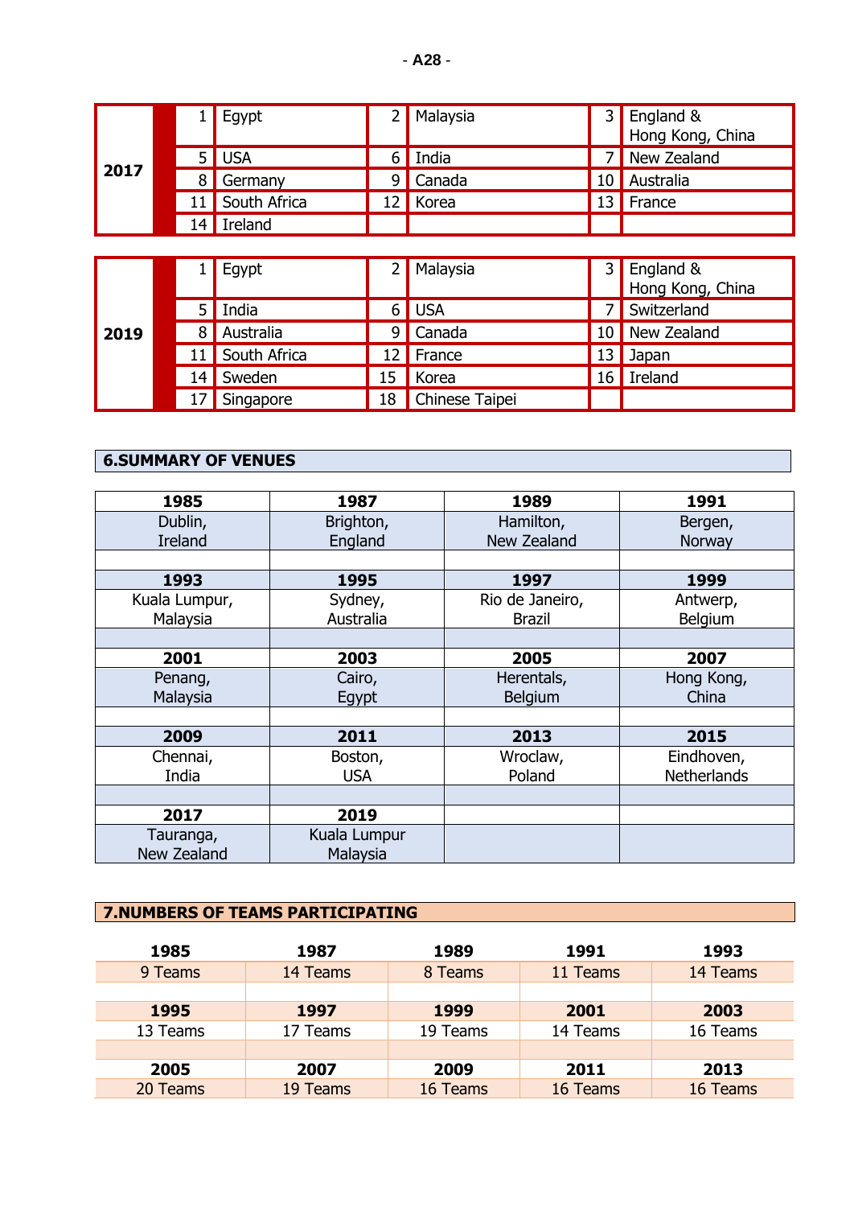| | | | | | | |
|---|---|---|---|---|---|---|
| **2017** | 1 | Egypt | 2 | Malaysia | 3 | England & Hong Kong, China |
| | 5 | USA | 6 | India | 7 | New Zealand |
| | 8 | Germany | 9 | Canada | 10 | Australia |
| | 11 | South Africa | 12 | Korea | 13 | France |
| | 14 | Ireland | | | | |

| | | | | | | |
|---|---|---|---|---|---|---|
| **2019** | 1 | Egypt | 2 | Malaysia | 3 | England & Hong Kong, China |
| | 5 | India | 6 | USA | 7 | Switzerland |
| | 8 | Australia | 9 | Canada | 10 | New Zealand |
| | 11 | South Africa | 12 | France | 13 | Japan |
| | 14 | Sweden | 15 | Korea | 16 | Ireland |
| | 17 | Singapore | 18 | Chinese Taipei | | |

## 6.SUMMARY OF VENUES

| **1985** | **1987** | **1989** | **1991** |
|---|---|---|---|
| Dublin, Ireland | Brighton, England | Hamilton, New Zealand | Bergen, Norway |
| **1993** | **1995** | **1997** | **1999** |
| Kuala Lumpur, Malaysia | Sydney, Australia | Rio de Janeiro, Brazil | Antwerp, Belgium |
| **2001** | **2003** | **2005** | **2007** |
| Penang, Malaysia | Cairo, Egypt | Herentals, Belgium | Hong Kong, China |
| **2009** | **2011** | **2013** | **2015** |
| Chennai, India | Boston, USA | Wroclaw, Poland | Eindhoven, Netherlands |
| **2017** | **2019** | | |
| Tauranga, New Zealand | Kuala Lumpur Malaysia | | |

## 7.NUMBERS OF TEAMS PARTICIPATING

| **1985** | **1987** | **1989** | **1991** | **1993** |
|---|---|---|---|---|
| 9 Teams | 14 Teams | 8 Teams | 11 Teams | 14 Teams |
| **1995** | **1997** | **1999** | **2001** | **2003** |
| 13 Teams | 17 Teams | 19 Teams | 14 Teams | 16 Teams |
| **2005** | **2007** | **2009** | **2011** | **2013** |
| 20 Teams | 19 Teams | 16 Teams | 16 Teams | 16 Teams |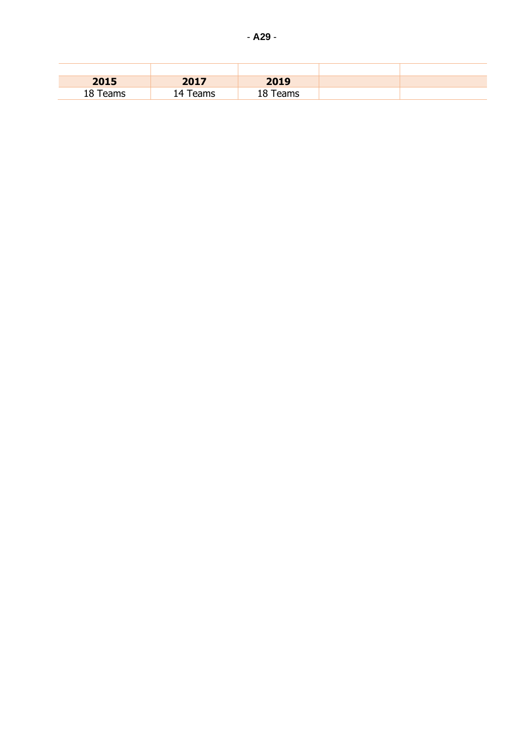| | | | | |
|---|---|---|---|---|
| **2015** | **2017** | **2019** | | |
| 18 Teams | 14 Teams | 18 Teams | | |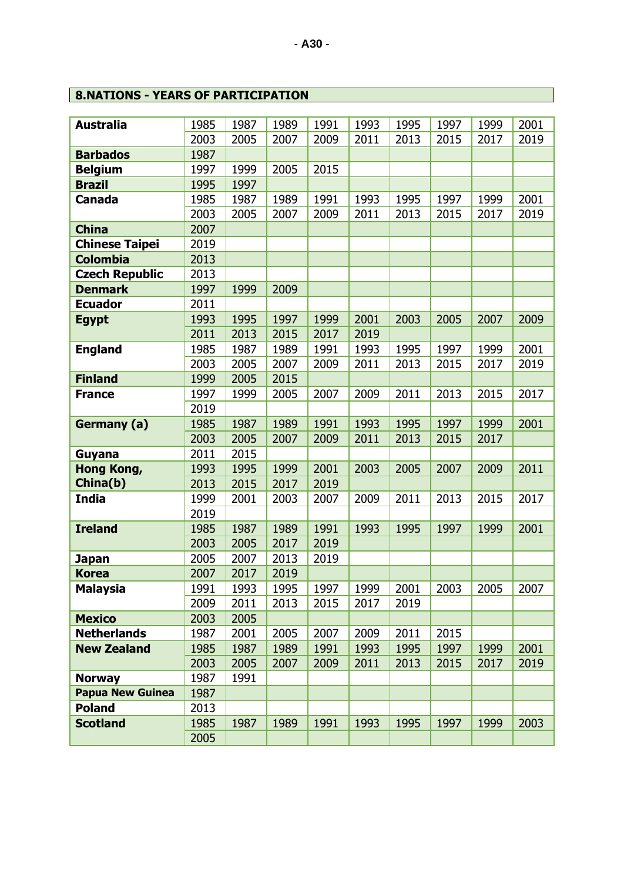## 8.NATIONS - YEARS OF PARTICIPATION

| | | | | | | | | | |
|---|---|---|---|---|---|---|---|---|---|
| **Australia** | 1985 | 1987 | 1989 | 1991 | 1993 | 1995 | 1997 | 1999 | 2001 |
| | 2003 | 2005 | 2007 | 2009 | 2011 | 2013 | 2015 | 2017 | 2019 |
| **Barbados** | 1987 | | | | | | | | |
| **Belgium** | 1997 | 1999 | 2005 | 2015 | | | | | |
| **Brazil** | 1995 | 1997 | | | | | | | |
| **Canada** | 1985 | 1987 | 1989 | 1991 | 1993 | 1995 | 1997 | 1999 | 2001 |
| | 2003 | 2005 | 2007 | 2009 | 2011 | 2013 | 2015 | 2017 | 2019 |
| **China** | 2007 | | | | | | | | |
| **Chinese Taipei** | 2019 | | | | | | | | |
| **Colombia** | 2013 | | | | | | | | |
| **Czech Republic** | 2013 | | | | | | | | |
| **Denmark** | 1997 | 1999 | 2009 | | | | | | |
| **Ecuador** | 2011 | | | | | | | | |
| **Egypt** | 1993 | 1995 | 1997 | 1999 | 2001 | 2003 | 2005 | 2007 | 2009 |
| | 2011 | 2013 | 2015 | 2017 | 2019 | | | | |
| **England** | 1985 | 1987 | 1989 | 1991 | 1993 | 1995 | 1997 | 1999 | 2001 |
| | 2003 | 2005 | 2007 | 2009 | 2011 | 2013 | 2015 | 2017 | 2019 |
| **Finland** | 1999 | 2005 | 2015 | | | | | | |
| **France** | 1997 | 1999 | 2005 | 2007 | 2009 | 2011 | 2013 | 2015 | 2017 |
| | 2019 | | | | | | | | |
| **Germany (a)** | 1985 | 1987 | 1989 | 1991 | 1993 | 1995 | 1997 | 1999 | 2001 |
| | 2003 | 2005 | 2007 | 2009 | 2011 | 2013 | 2015 | 2017 | |
| **Guyana** | 2011 | 2015 | | | | | | | |
| **Hong Kong, China(b)** | 1993 | 1995 | 1999 | 2001 | 2003 | 2005 | 2007 | 2009 | 2011 |
| | 2013 | 2015 | 2017 | 2019 | | | | | |
| **India** | 1999 | 2001 | 2003 | 2007 | 2009 | 2011 | 2013 | 2015 | 2017 |
| | 2019 | | | | | | | | |
| **Ireland** | 1985 | 1987 | 1989 | 1991 | 1993 | 1995 | 1997 | 1999 | 2001 |
| | 2003 | 2005 | 2017 | 2019 | | | | | |
| **Japan** | 2005 | 2007 | 2013 | 2019 | | | | | |
| **Korea** | 2007 | 2017 | 2019 | | | | | | |
| **Malaysia** | 1991 | 1993 | 1995 | 1997 | 1999 | 2001 | 2003 | 2005 | 2007 |
| | 2009 | 2011 | 2013 | 2015 | 2017 | 2019 | | | |
| **Mexico** | 2003 | 2005 | | | | | | | |
| **Netherlands** | 1987 | 2001 | 2005 | 2007 | 2009 | 2011 | 2015 | | |
| **New Zealand** | 1985 | 1987 | 1989 | 1991 | 1993 | 1995 | 1997 | 1999 | 2001 |
| | 2003 | 2005 | 2007 | 2009 | 2011 | 2013 | 2015 | 2017 | 2019 |
| **Norway** | 1987 | 1991 | | | | | | | |
| **Papua New Guinea** | 1987 | | | | | | | | |
| **Poland** | 2013 | | | | | | | | |
| **Scotland** | 1985 | 1987 | 1989 | 1991 | 1993 | 1995 | 1997 | 1999 | 2003 |
| | 2005 | | | | | | | | |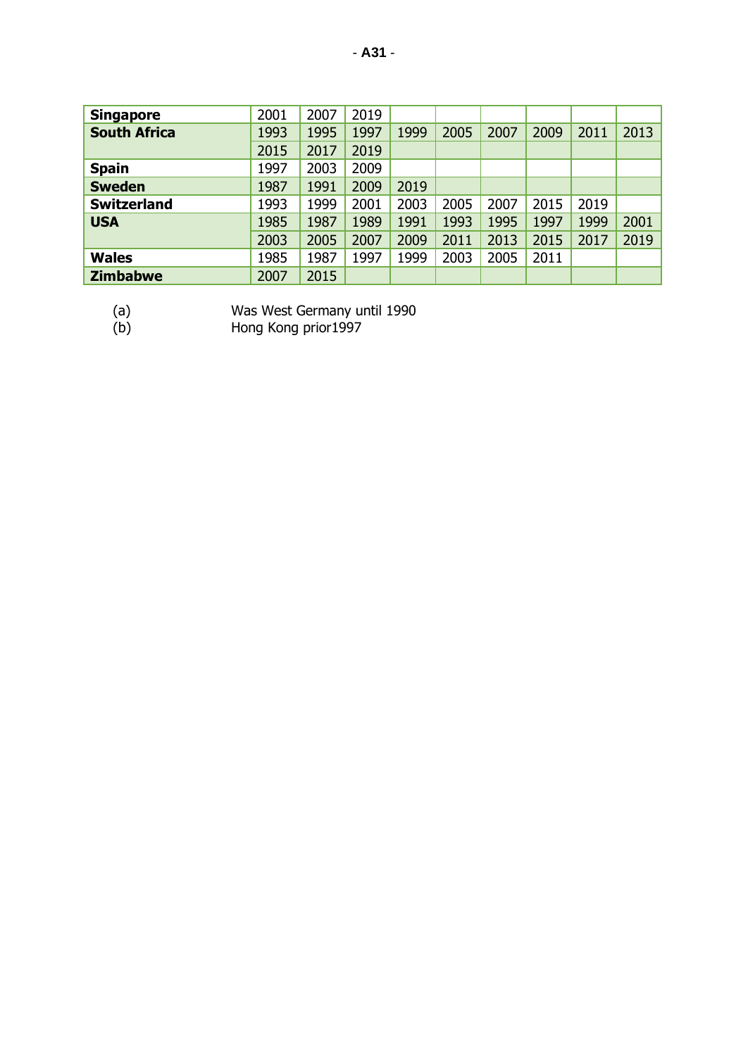| | | | | | | | | | |
|---|---|---|---|---|---|---|---|---|---|
| **Singapore** | 2001 | 2007 | 2019 | | | | | | |
| **South Africa** | 1993 | 1995 | 1997 | 1999 | 2005 | 2007 | 2009 | 2011 | 2013 |
| | 2015 | 2017 | 2019 | | | | | | |
| **Spain** | 1997 | 2003 | 2009 | | | | | | |
| **Sweden** | 1987 | 1991 | 2009 | 2019 | | | | | |
| **Switzerland** | 1993 | 1999 | 2001 | 2003 | 2005 | 2007 | 2015 | 2019 | |
| **USA** | 1985 | 1987 | 1989 | 1991 | 1993 | 1995 | 1997 | 1999 | 2001 |
| | 2003 | 2005 | 2007 | 2009 | 2011 | 2013 | 2015 | 2017 | 2019 |
| **Wales** | 1985 | 1987 | 1997 | 1999 | 2003 | 2005 | 2011 | | |
| **Zimbabwe** | 2007 | 2015 | | | | | | | |

(a) Was West Germany until 1990

(b) Hong Kong prior1997